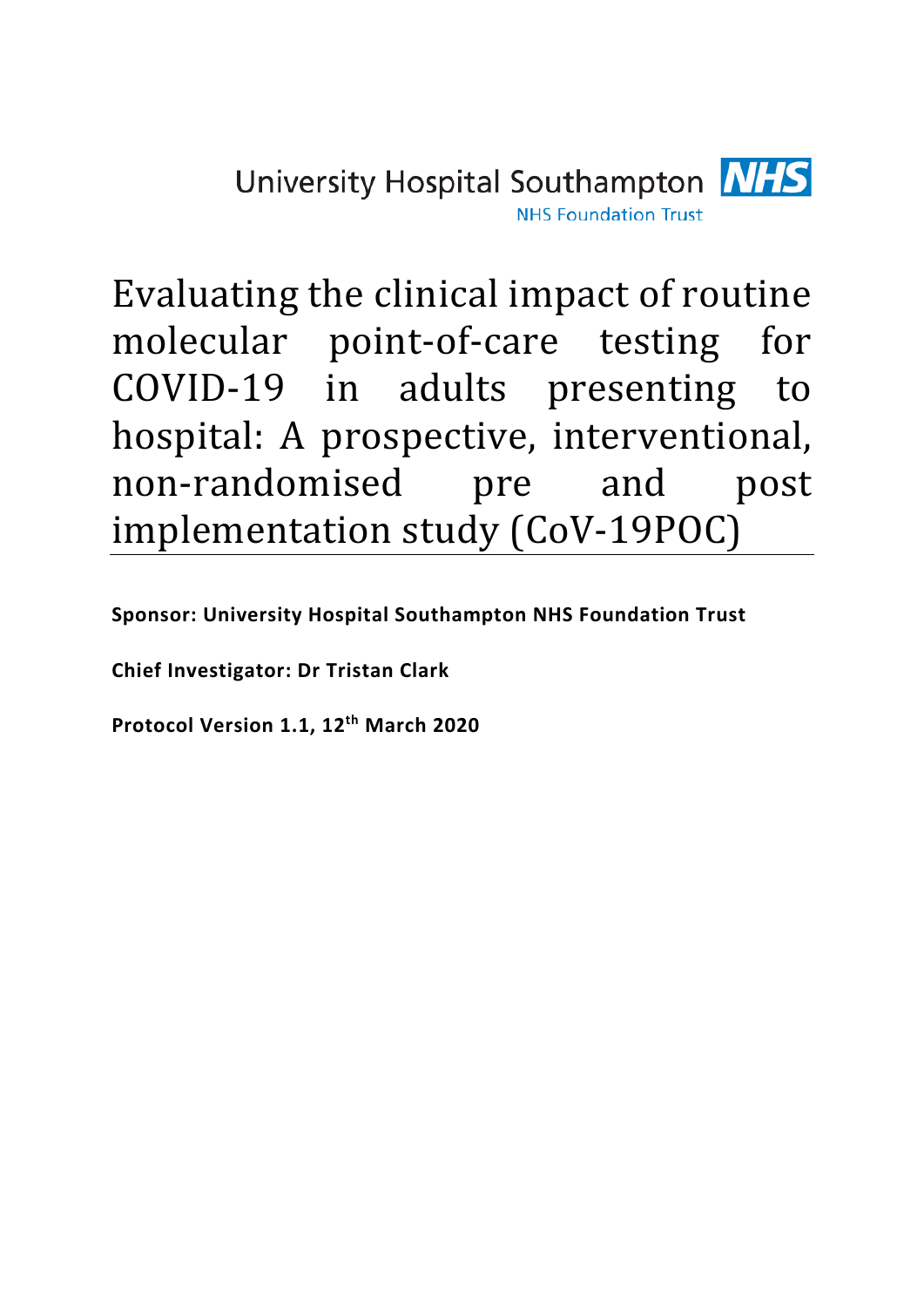University Hospital Southampton NHS Foundation Trust

# Evaluating the clinical impact of routine molecular point-of-care testing for COVID-19 in adults presenting to hospital: A prospective, interventional, non-randomised pre and post implementation study (CoV-19POC)

**Sponsor: University Hospital Southampton NHS Foundation Trust**

**Chief Investigator: Dr Tristan Clark**

**Protocol Version 1.1, 12th March 2020**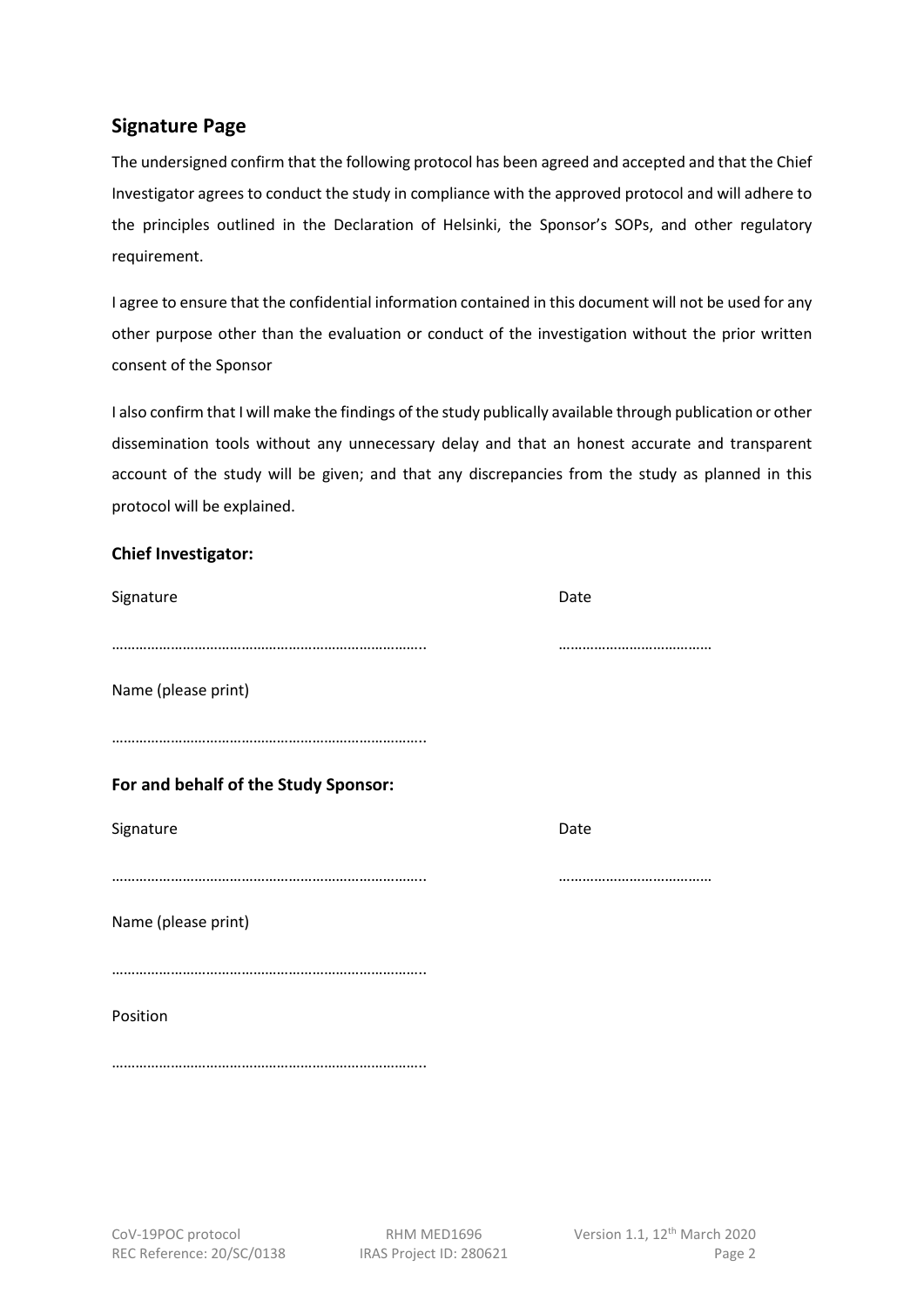## Signature Page

The undersigned confirm that the following protocol has been agreed and accepted and that the Chief Investigator agrees to conduct the study in compliance with the approved protocol and will adhere to the principles outlined in the Declaration of Helsinki, the Sponsor's SOPs, and other regulatory requirement.

I agree to ensure that the confidential information contained in this document will not be used for any other purpose other than the evaluation or conduct of the investigation without the prior written consent of the Sponsor

I also confirm that I will make the findings of the study publically available through publication or other dissemination tools without any unnecessary delay and that an honest accurate and transparent account of the study will be given; and that any discrepancies from the study as planned in this protocol will be explained.

**Chief Investigator:**

Signature ……………………………………………………………….. Date …………………………………

Name (please print)

………………………………………………………………..

**For and behalf of the Study Sponsor:**

Signature ……………………………………………………………….. Date …………………………………

Name (please print)

………………………………………………………………..

Position

………………………………………………………………..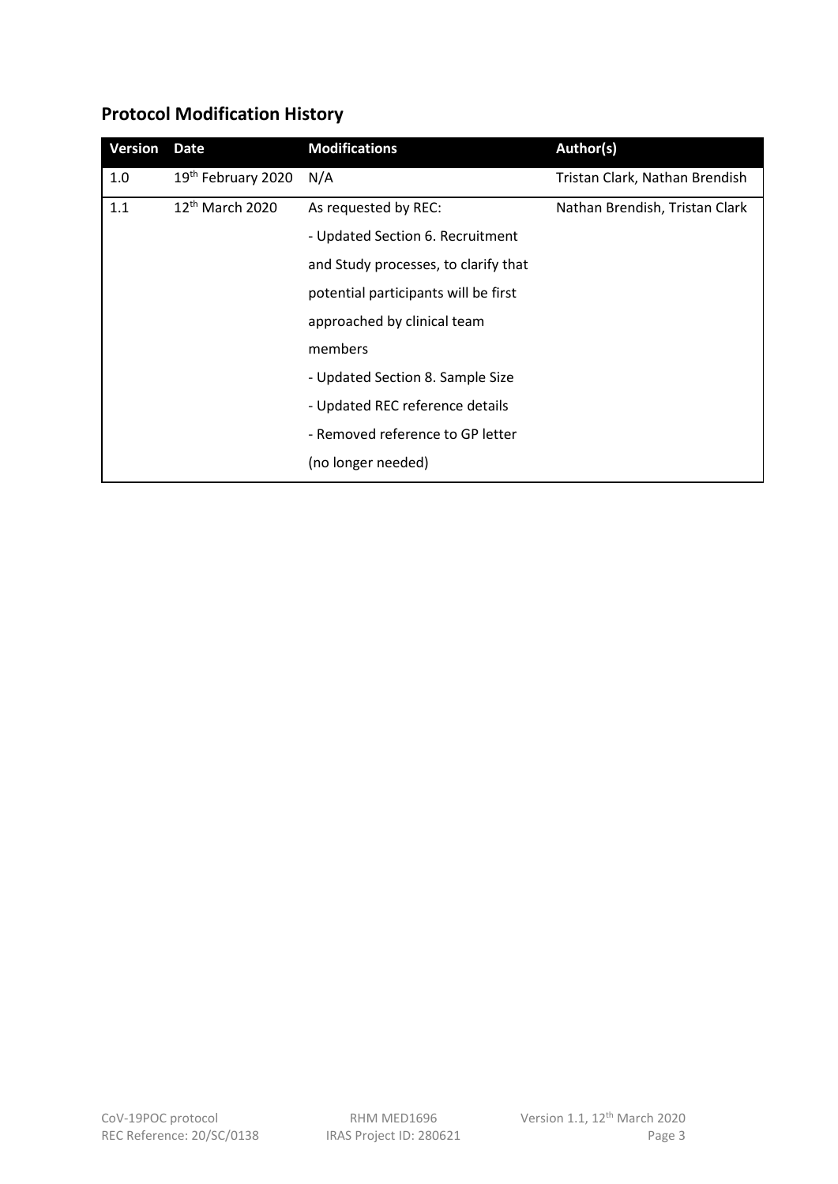## Protocol Modification History

| Version | Date | Modifications | Author(s) |
|---|---|---|---|
| 1.0 | 19th February 2020 | N/A | Tristan Clark, Nathan Brendish |
| 1.1 | 12th March 2020 | As requested by REC:<br>- Updated Section 6. Recruitment and Study processes, to clarify that potential participants will be first approached by clinical team members<br>- Updated Section 8. Sample Size<br>- Updated REC reference details<br>- Removed reference to GP letter (no longer needed) | Nathan Brendish, Tristan Clark |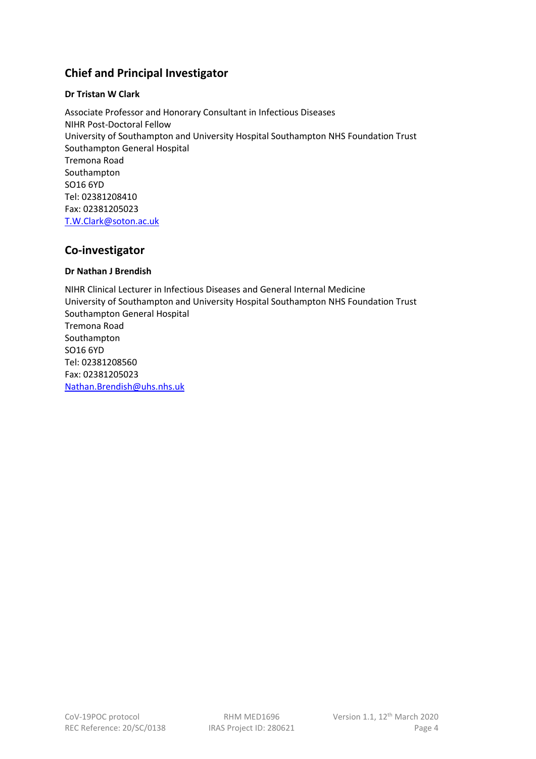## Chief and Principal Investigator

**Dr Tristan W Clark**

Associate Professor and Honorary Consultant in Infectious Diseases
NIHR Post-Doctoral Fellow
University of Southampton and University Hospital Southampton NHS Foundation Trust
Southampton General Hospital
Tremona Road
Southampton
SO16 6YD
Tel: 02381208410
Fax: 02381205023
T.W.Clark@soton.ac.uk

## Co-investigator

**Dr Nathan J Brendish**

NIHR Clinical Lecturer in Infectious Diseases and General Internal Medicine
University of Southampton and University Hospital Southampton NHS Foundation Trust
Southampton General Hospital
Tremona Road
Southampton
SO16 6YD
Tel: 02381208560
Fax: 02381205023
Nathan.Brendish@uhs.nhs.uk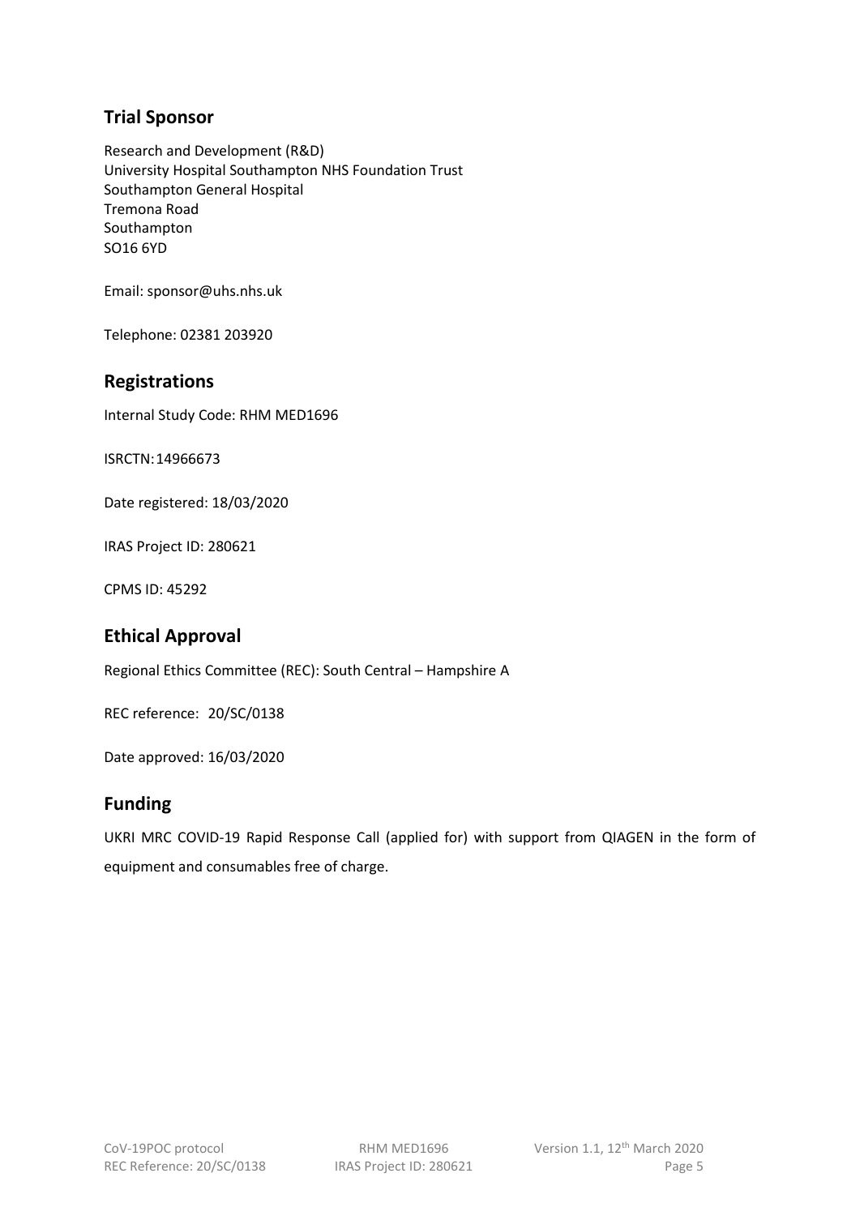## Trial Sponsor

Research and Development (R&D)
University Hospital Southampton NHS Foundation Trust
Southampton General Hospital
Tremona Road
Southampton
SO16 6YD

Email: sponsor@uhs.nhs.uk

Telephone: 02381 203920

## Registrations

Internal Study Code: RHM MED1696

ISRCTN: 14966673

Date registered: 18/03/2020

IRAS Project ID: 280621

CPMS ID: 45292

## Ethical Approval

Regional Ethics Committee (REC): South Central – Hampshire A

REC reference: 20/SC/0138

Date approved: 16/03/2020

## Funding

UKRI MRC COVID-19 Rapid Response Call (applied for) with support from QIAGEN in the form of equipment and consumables free of charge.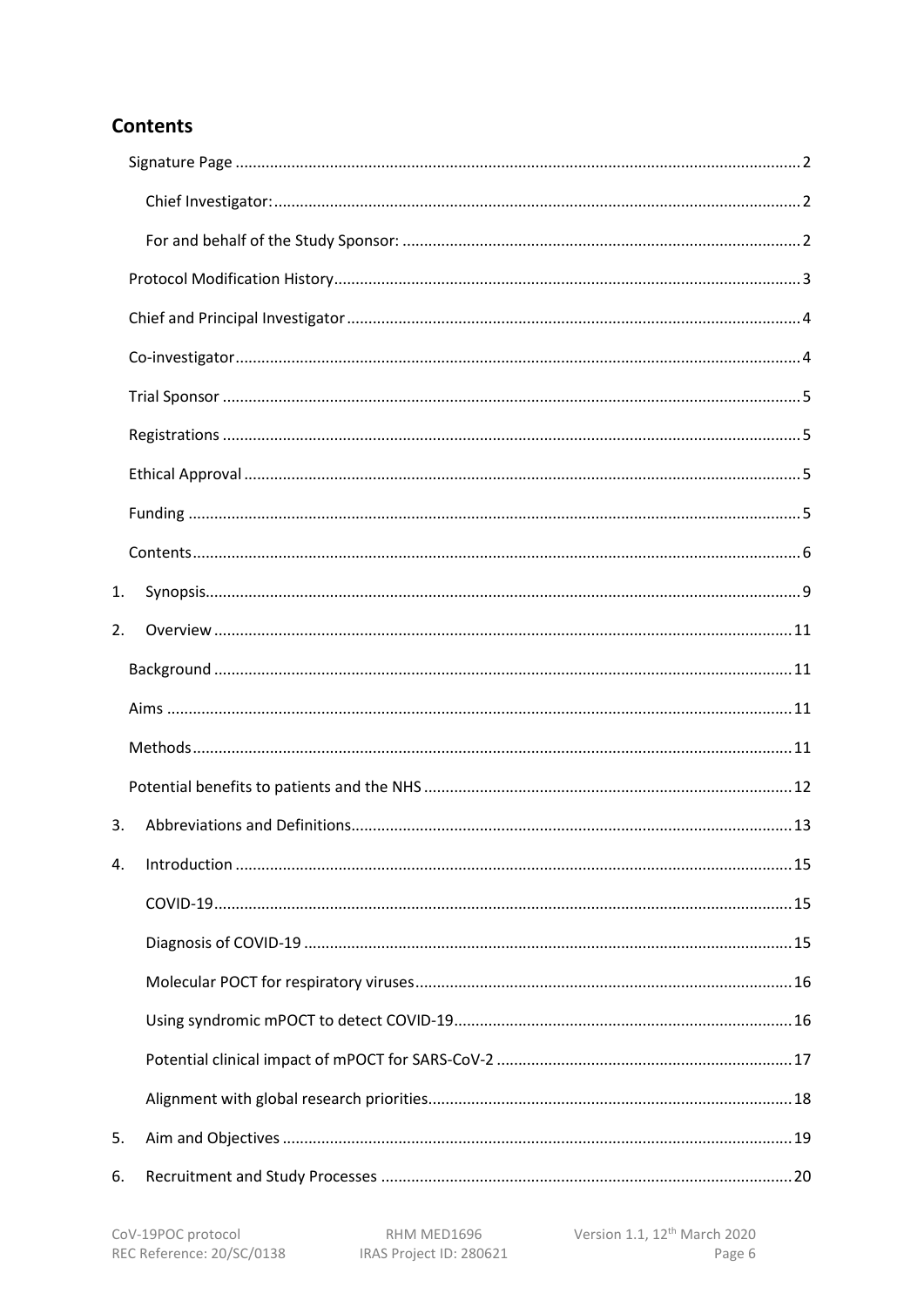## Contents

Signature Page ..... 2

Chief Investigator: ..... 2

For and behalf of the Study Sponsor: ..... 2

Protocol Modification History ..... 3

Chief and Principal Investigator ..... 4

Co-investigator ..... 4

Trial Sponsor ..... 5

Registrations ..... 5

Ethical Approval ..... 5

Funding ..... 5

Contents ..... 6

1. Synopsis ..... 9
2. Overview ..... 11

Background ..... 11

Aims ..... 11

Methods ..... 11

Potential benefits to patients and the NHS ..... 12

3. Abbreviations and Definitions ..... 13
4. Introduction ..... 15

COVID-19 ..... 15

Diagnosis of COVID-19 ..... 15

Molecular POCT for respiratory viruses ..... 16

Using syndromic mPOCT to detect COVID-19 ..... 16

Potential clinical impact of mPOCT for SARS-CoV-2 ..... 17

Alignment with global research priorities ..... 18

5. Aim and Objectives ..... 19
6. Recruitment and Study Processes ..... 20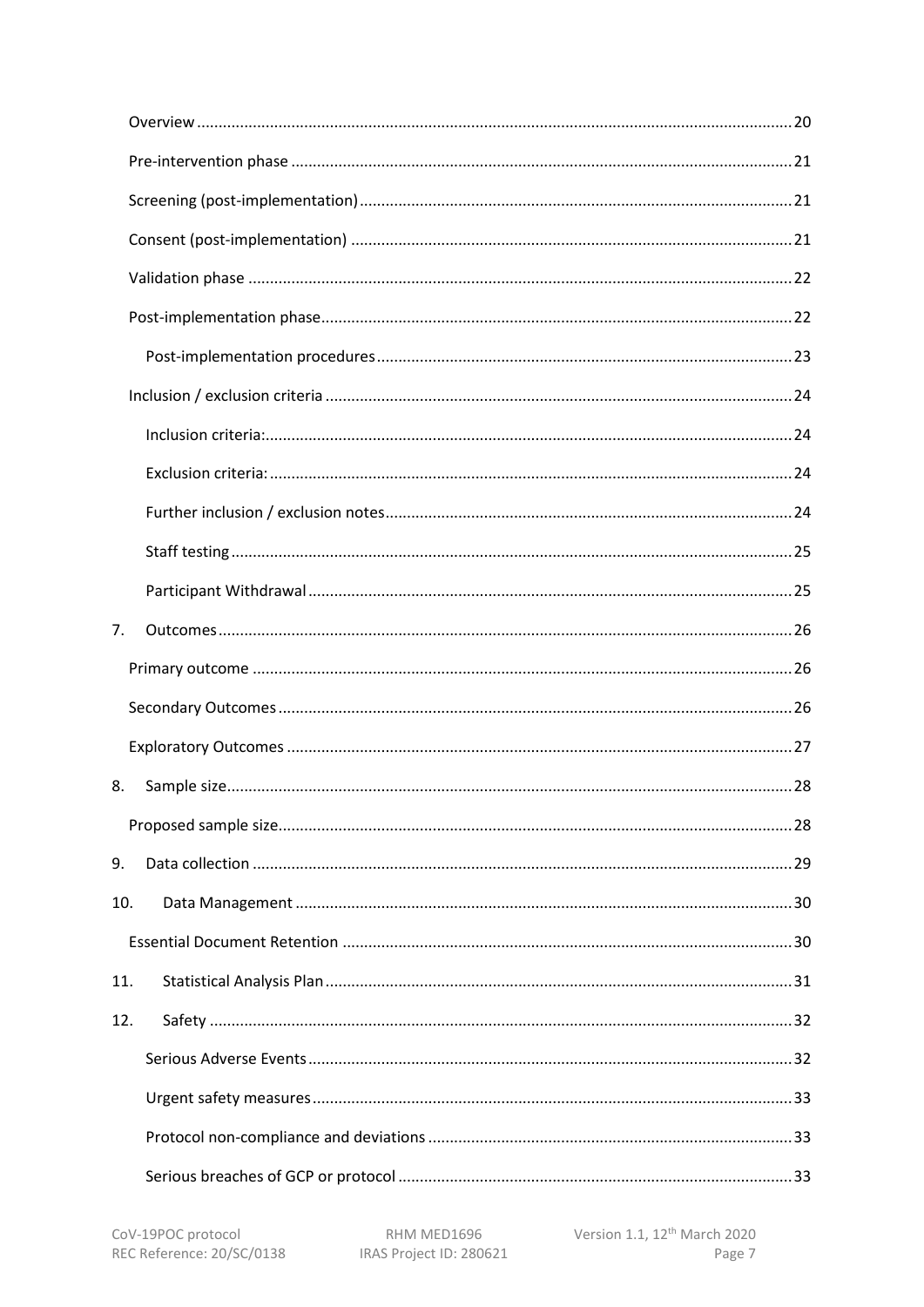Overview ..... 20

Pre-intervention phase ..... 21

Screening (post-implementation) ..... 21

Consent (post-implementation) ..... 21

Validation phase ..... 22

Post-implementation phase ..... 22

Post-implementation procedures ..... 23

Inclusion / exclusion criteria ..... 24

Inclusion criteria: ..... 24

Exclusion criteria: ..... 24

Further inclusion / exclusion notes ..... 24

Staff testing ..... 25

Participant Withdrawal ..... 25

7. Outcomes ..... 26

Primary outcome ..... 26

Secondary Outcomes ..... 26

Exploratory Outcomes ..... 27

8. Sample size ..... 28

Proposed sample size ..... 28

9. Data collection ..... 29

10. Data Management ..... 30

Essential Document Retention ..... 30

11. Statistical Analysis Plan ..... 31

12. Safety ..... 32

Serious Adverse Events ..... 32

Urgent safety measures ..... 33

Protocol non-compliance and deviations ..... 33

Serious breaches of GCP or protocol ..... 33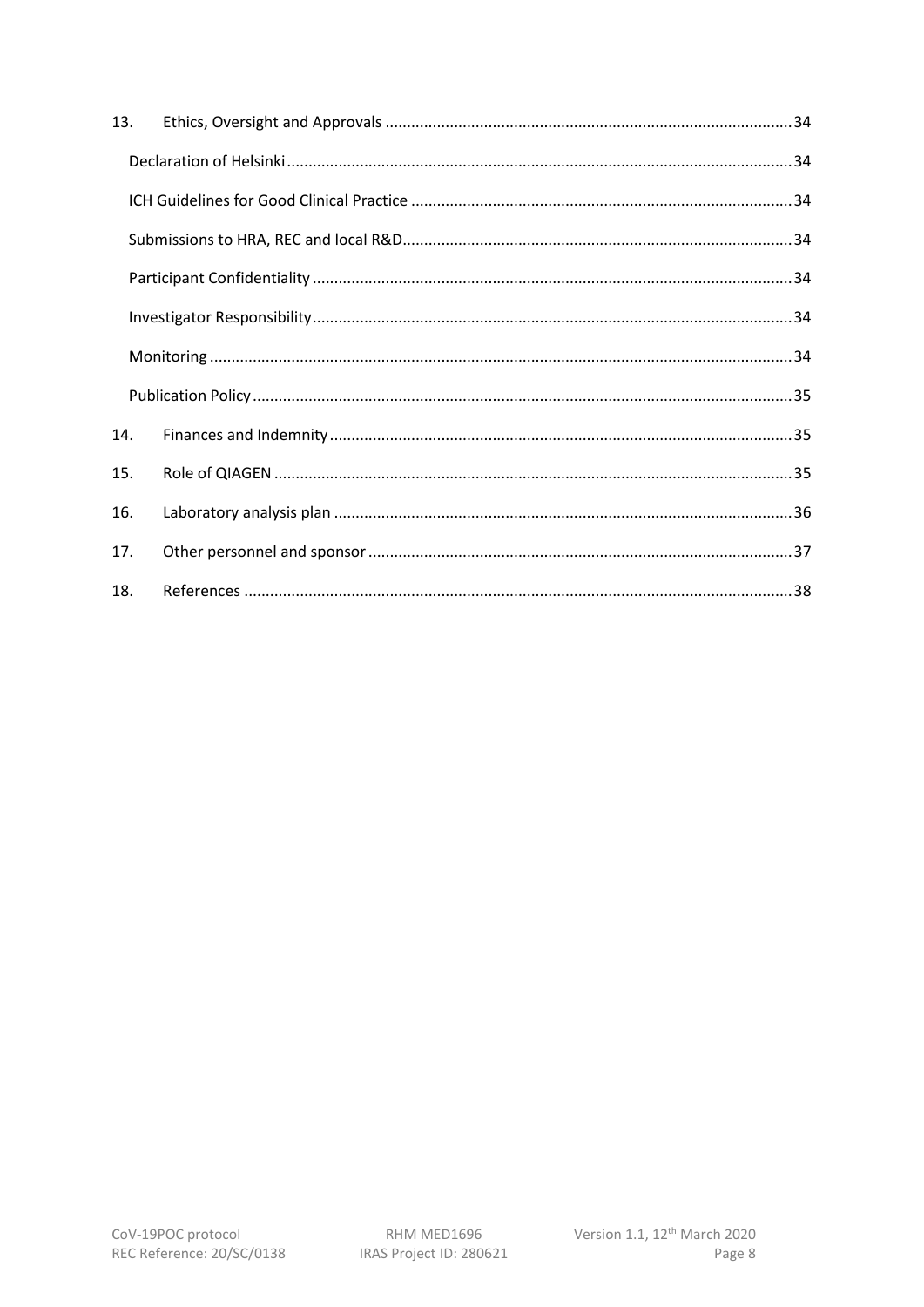13. Ethics, Oversight and Approvals ....... 34

  Declaration of Helsinki ....... 34

  ICH Guidelines for Good Clinical Practice ....... 34

  Submissions to HRA, REC and local R&D ....... 34

  Participant Confidentiality ....... 34

  Investigator Responsibility ....... 34

  Monitoring ....... 34

  Publication Policy ....... 35

14. Finances and Indemnity ....... 35

15. Role of QIAGEN ....... 35

16. Laboratory analysis plan ....... 36

17. Other personnel and sponsor ....... 37

18. References ....... 38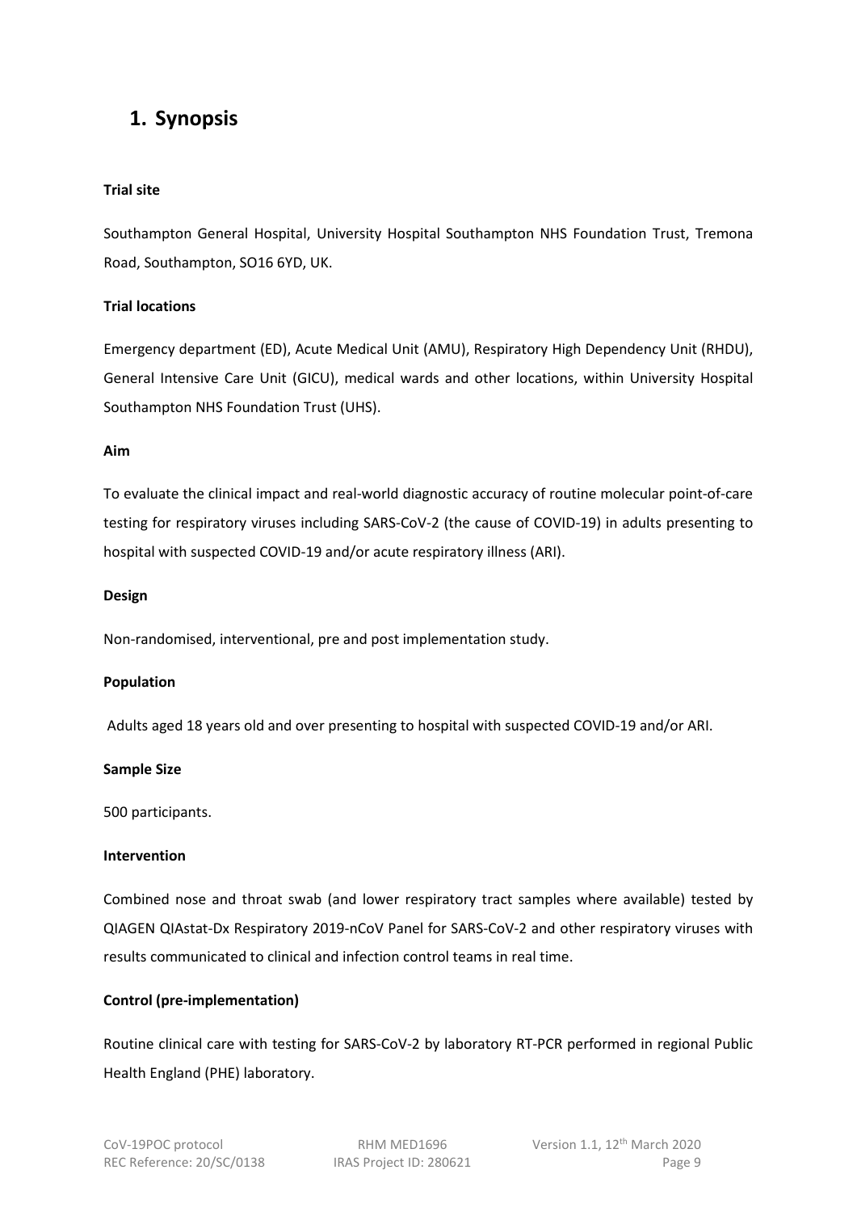# 1. Synopsis

**Trial site**

Southampton General Hospital, University Hospital Southampton NHS Foundation Trust, Tremona Road, Southampton, SO16 6YD, UK.

**Trial locations**

Emergency department (ED), Acute Medical Unit (AMU), Respiratory High Dependency Unit (RHDU), General Intensive Care Unit (GICU), medical wards and other locations, within University Hospital Southampton NHS Foundation Trust (UHS).

**Aim**

To evaluate the clinical impact and real-world diagnostic accuracy of routine molecular point-of-care testing for respiratory viruses including SARS-CoV-2 (the cause of COVID-19) in adults presenting to hospital with suspected COVID-19 and/or acute respiratory illness (ARI).

**Design**

Non-randomised, interventional, pre and post implementation study.

**Population**

Adults aged 18 years old and over presenting to hospital with suspected COVID-19 and/or ARI.

**Sample Size**

500 participants.

**Intervention**

Combined nose and throat swab (and lower respiratory tract samples where available) tested by QIAGEN QIAstat-Dx Respiratory 2019-nCoV Panel for SARS-CoV-2 and other respiratory viruses with results communicated to clinical and infection control teams in real time.

**Control (pre-implementation)**

Routine clinical care with testing for SARS-CoV-2 by laboratory RT-PCR performed in regional Public Health England (PHE) laboratory.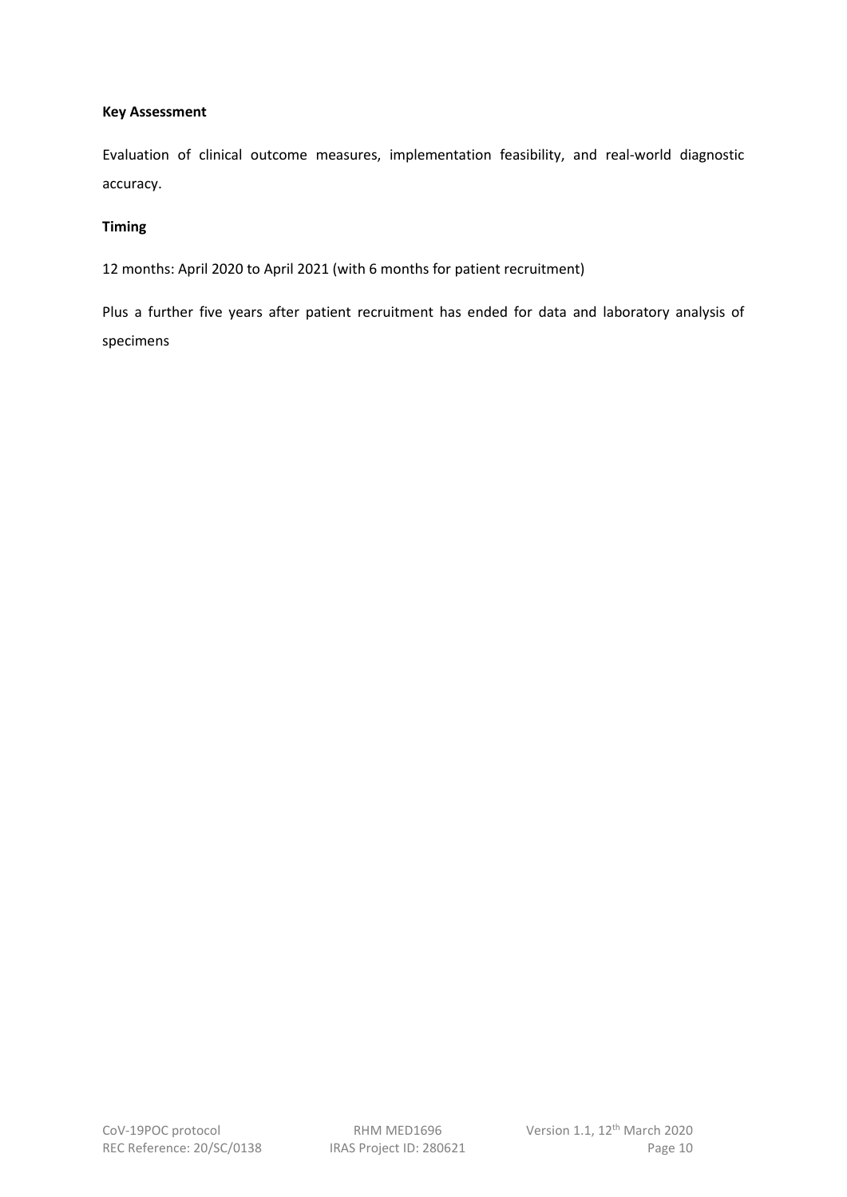**Key Assessment**

Evaluation of clinical outcome measures, implementation feasibility, and real-world diagnostic accuracy.

**Timing**

12 months: April 2020 to April 2021 (with 6 months for patient recruitment)

Plus a further five years after patient recruitment has ended for data and laboratory analysis of specimens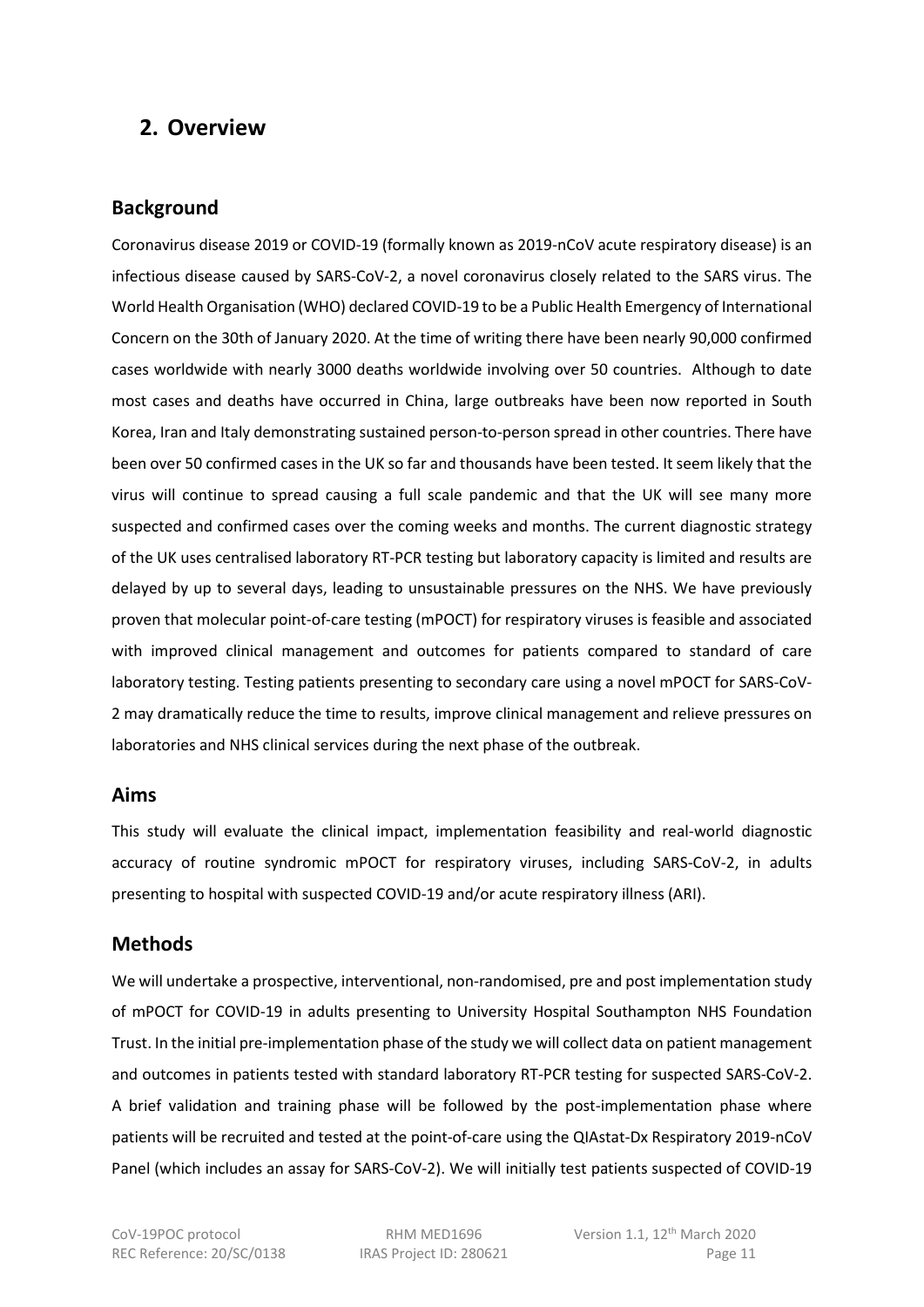## 2. Overview

### Background

Coronavirus disease 2019 or COVID-19 (formally known as 2019-nCoV acute respiratory disease) is an infectious disease caused by SARS-CoV-2, a novel coronavirus closely related to the SARS virus. The World Health Organisation (WHO) declared COVID-19 to be a Public Health Emergency of International Concern on the 30th of January 2020. At the time of writing there have been nearly 90,000 confirmed cases worldwide with nearly 3000 deaths worldwide involving over 50 countries. Although to date most cases and deaths have occurred in China, large outbreaks have been now reported in South Korea, Iran and Italy demonstrating sustained person-to-person spread in other countries. There have been over 50 confirmed cases in the UK so far and thousands have been tested. It seem likely that the virus will continue to spread causing a full scale pandemic and that the UK will see many more suspected and confirmed cases over the coming weeks and months. The current diagnostic strategy of the UK uses centralised laboratory RT-PCR testing but laboratory capacity is limited and results are delayed by up to several days, leading to unsustainable pressures on the NHS. We have previously proven that molecular point-of-care testing (mPOCT) for respiratory viruses is feasible and associated with improved clinical management and outcomes for patients compared to standard of care laboratory testing. Testing patients presenting to secondary care using a novel mPOCT for SARS-CoV-2 may dramatically reduce the time to results, improve clinical management and relieve pressures on laboratories and NHS clinical services during the next phase of the outbreak.

### Aims

This study will evaluate the clinical impact, implementation feasibility and real-world diagnostic accuracy of routine syndromic mPOCT for respiratory viruses, including SARS-CoV-2, in adults presenting to hospital with suspected COVID-19 and/or acute respiratory illness (ARI).

### Methods

We will undertake a prospective, interventional, non-randomised, pre and post implementation study of mPOCT for COVID-19 in adults presenting to University Hospital Southampton NHS Foundation Trust. In the initial pre-implementation phase of the study we will collect data on patient management and outcomes in patients tested with standard laboratory RT-PCR testing for suspected SARS-CoV-2. A brief validation and training phase will be followed by the post-implementation phase where patients will be recruited and tested at the point-of-care using the QIAstat-Dx Respiratory 2019-nCoV Panel (which includes an assay for SARS-CoV-2). We will initially test patients suspected of COVID-19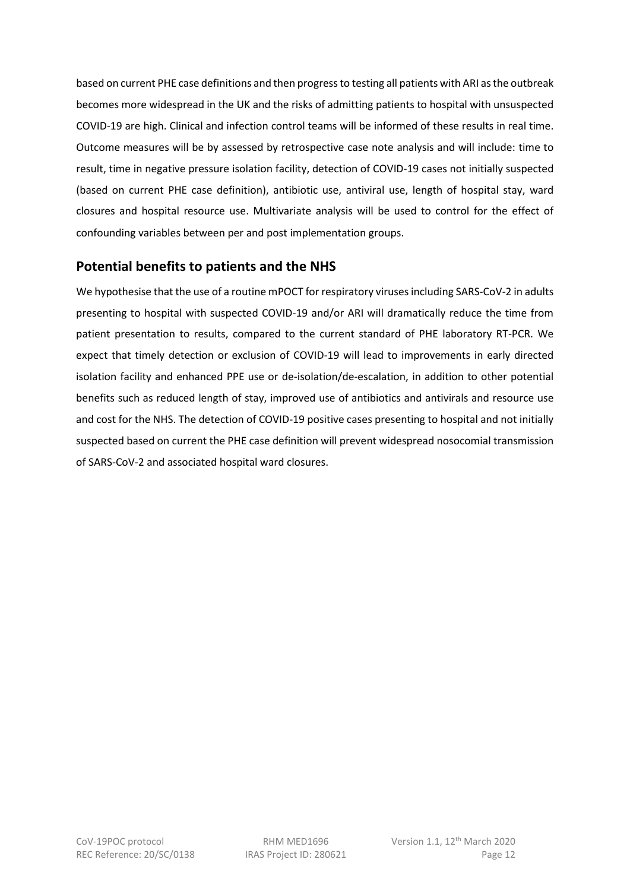based on current PHE case definitions and then progress to testing all patients with ARI as the outbreak becomes more widespread in the UK and the risks of admitting patients to hospital with unsuspected COVID-19 are high. Clinical and infection control teams will be informed of these results in real time. Outcome measures will be by assessed by retrospective case note analysis and will include: time to result, time in negative pressure isolation facility, detection of COVID-19 cases not initially suspected (based on current PHE case definition), antibiotic use, antiviral use, length of hospital stay, ward closures and hospital resource use. Multivariate analysis will be used to control for the effect of confounding variables between per and post implementation groups.

## Potential benefits to patients and the NHS

We hypothesise that the use of a routine mPOCT for respiratory viruses including SARS-CoV-2 in adults presenting to hospital with suspected COVID-19 and/or ARI will dramatically reduce the time from patient presentation to results, compared to the current standard of PHE laboratory RT-PCR. We expect that timely detection or exclusion of COVID-19 will lead to improvements in early directed isolation facility and enhanced PPE use or de-isolation/de-escalation, in addition to other potential benefits such as reduced length of stay, improved use of antibiotics and antivirals and resource use and cost for the NHS. The detection of COVID-19 positive cases presenting to hospital and not initially suspected based on current the PHE case definition will prevent widespread nosocomial transmission of SARS-CoV-2 and associated hospital ward closures.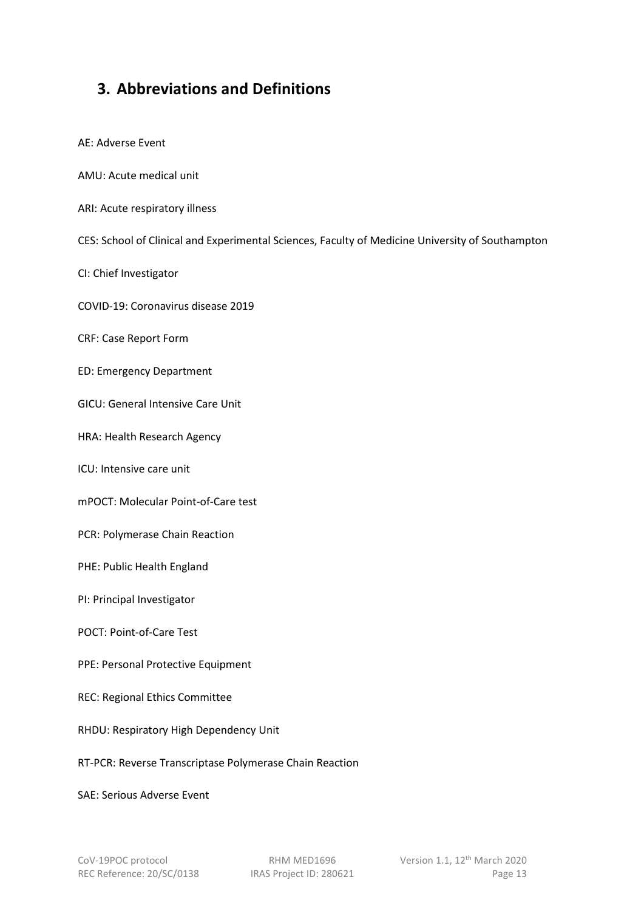## 3. Abbreviations and Definitions

AE: Adverse Event

AMU: Acute medical unit

ARI: Acute respiratory illness

CES: School of Clinical and Experimental Sciences, Faculty of Medicine University of Southampton

CI: Chief Investigator

COVID-19: Coronavirus disease 2019

CRF: Case Report Form

ED: Emergency Department

GICU: General Intensive Care Unit

HRA: Health Research Agency

ICU: Intensive care unit

mPOCT: Molecular Point-of-Care test

PCR: Polymerase Chain Reaction

PHE: Public Health England

PI: Principal Investigator

POCT: Point-of-Care Test

PPE: Personal Protective Equipment

REC: Regional Ethics Committee

RHDU: Respiratory High Dependency Unit

RT-PCR: Reverse Transcriptase Polymerase Chain Reaction

SAE: Serious Adverse Event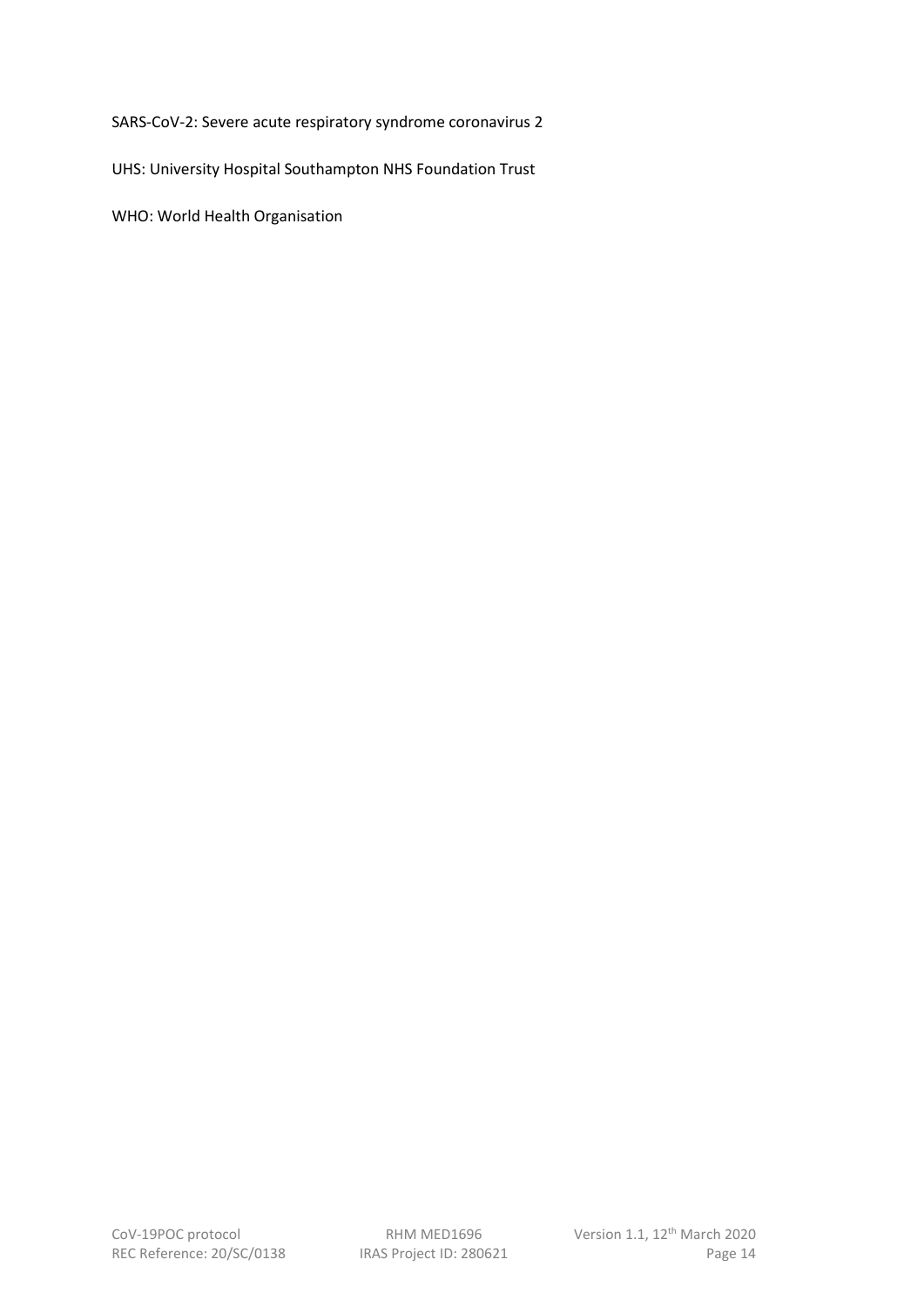SARS-CoV-2: Severe acute respiratory syndrome coronavirus 2

UHS: University Hospital Southampton NHS Foundation Trust

WHO: World Health Organisation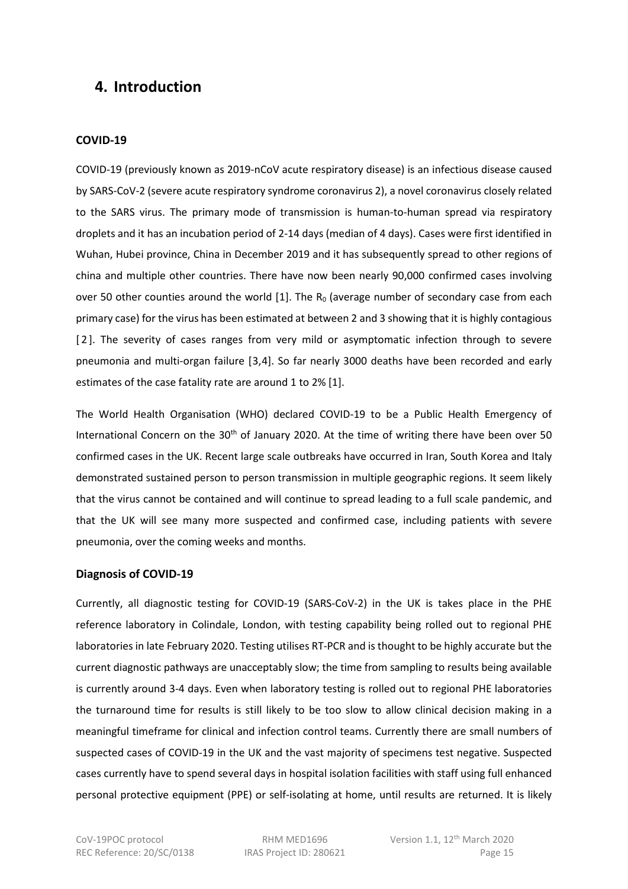## 4. Introduction

### COVID-19

COVID-19 (previously known as 2019-nCoV acute respiratory disease) is an infectious disease caused by SARS-CoV-2 (severe acute respiratory syndrome coronavirus 2), a novel coronavirus closely related to the SARS virus. The primary mode of transmission is human-to-human spread via respiratory droplets and it has an incubation period of 2-14 days (median of 4 days). Cases were first identified in Wuhan, Hubei province, China in December 2019 and it has subsequently spread to other regions of china and multiple other countries. There have now been nearly 90,000 confirmed cases involving over 50 other counties around the world [1]. The $R_0$ (average number of secondary case from each primary case) for the virus has been estimated at between 2 and 3 showing that it is highly contagious [2]. The severity of cases ranges from very mild or asymptomatic infection through to severe pneumonia and multi-organ failure [3,4]. So far nearly 3000 deaths have been recorded and early estimates of the case fatality rate are around 1 to 2% [1].

The World Health Organisation (WHO) declared COVID-19 to be a Public Health Emergency of International Concern on the 30th of January 2020. At the time of writing there have been over 50 confirmed cases in the UK. Recent large scale outbreaks have occurred in Iran, South Korea and Italy demonstrated sustained person to person transmission in multiple geographic regions. It seem likely that the virus cannot be contained and will continue to spread leading to a full scale pandemic, and that the UK will see many more suspected and confirmed case, including patients with severe pneumonia, over the coming weeks and months.

### Diagnosis of COVID-19

Currently, all diagnostic testing for COVID-19 (SARS-CoV-2) in the UK is takes place in the PHE reference laboratory in Colindale, London, with testing capability being rolled out to regional PHE laboratories in late February 2020. Testing utilises RT-PCR and is thought to be highly accurate but the current diagnostic pathways are unacceptably slow; the time from sampling to results being available is currently around 3-4 days. Even when laboratory testing is rolled out to regional PHE laboratories the turnaround time for results is still likely to be too slow to allow clinical decision making in a meaningful timeframe for clinical and infection control teams. Currently there are small numbers of suspected cases of COVID-19 in the UK and the vast majority of specimens test negative. Suspected cases currently have to spend several days in hospital isolation facilities with staff using full enhanced personal protective equipment (PPE) or self-isolating at home, until results are returned. It is likely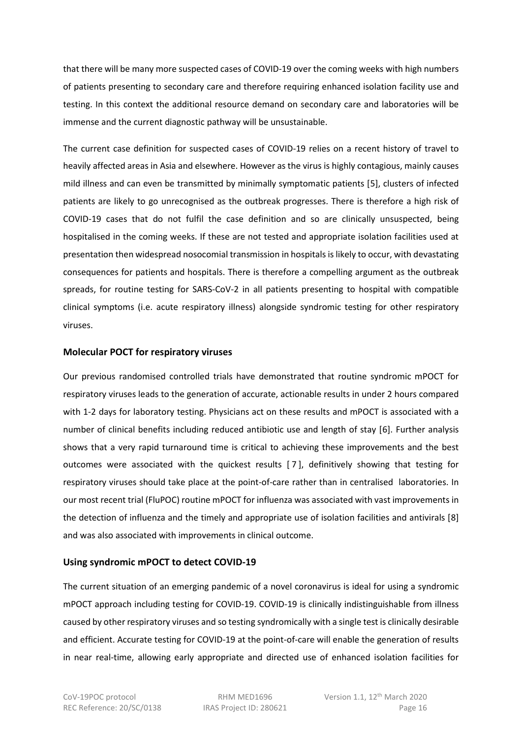that there will be many more suspected cases of COVID-19 over the coming weeks with high numbers of patients presenting to secondary care and therefore requiring enhanced isolation facility use and testing. In this context the additional resource demand on secondary care and laboratories will be immense and the current diagnostic pathway will be unsustainable.

The current case definition for suspected cases of COVID-19 relies on a recent history of travel to heavily affected areas in Asia and elsewhere. However as the virus is highly contagious, mainly causes mild illness and can even be transmitted by minimally symptomatic patients [5], clusters of infected patients are likely to go unrecognised as the outbreak progresses. There is therefore a high risk of COVID-19 cases that do not fulfil the case definition and so are clinically unsuspected, being hospitalised in the coming weeks. If these are not tested and appropriate isolation facilities used at presentation then widespread nosocomial transmission in hospitals is likely to occur, with devastating consequences for patients and hospitals. There is therefore a compelling argument as the outbreak spreads, for routine testing for SARS-CoV-2 in all patients presenting to hospital with compatible clinical symptoms (i.e. acute respiratory illness) alongside syndromic testing for other respiratory viruses.

## Molecular POCT for respiratory viruses

Our previous randomised controlled trials have demonstrated that routine syndromic mPOCT for respiratory viruses leads to the generation of accurate, actionable results in under 2 hours compared with 1-2 days for laboratory testing. Physicians act on these results and mPOCT is associated with a number of clinical benefits including reduced antibiotic use and length of stay [6]. Further analysis shows that a very rapid turnaround time is critical to achieving these improvements and the best outcomes were associated with the quickest results [7], definitively showing that testing for respiratory viruses should take place at the point-of-care rather than in centralised laboratories. In our most recent trial (FluPOC) routine mPOCT for influenza was associated with vast improvements in the detection of influenza and the timely and appropriate use of isolation facilities and antivirals [8] and was also associated with improvements in clinical outcome.

## Using syndromic mPOCT to detect COVID-19

The current situation of an emerging pandemic of a novel coronavirus is ideal for using a syndromic mPOCT approach including testing for COVID-19. COVID-19 is clinically indistinguishable from illness caused by other respiratory viruses and so testing syndromically with a single test is clinically desirable and efficient. Accurate testing for COVID-19 at the point-of-care will enable the generation of results in near real-time, allowing early appropriate and directed use of enhanced isolation facilities for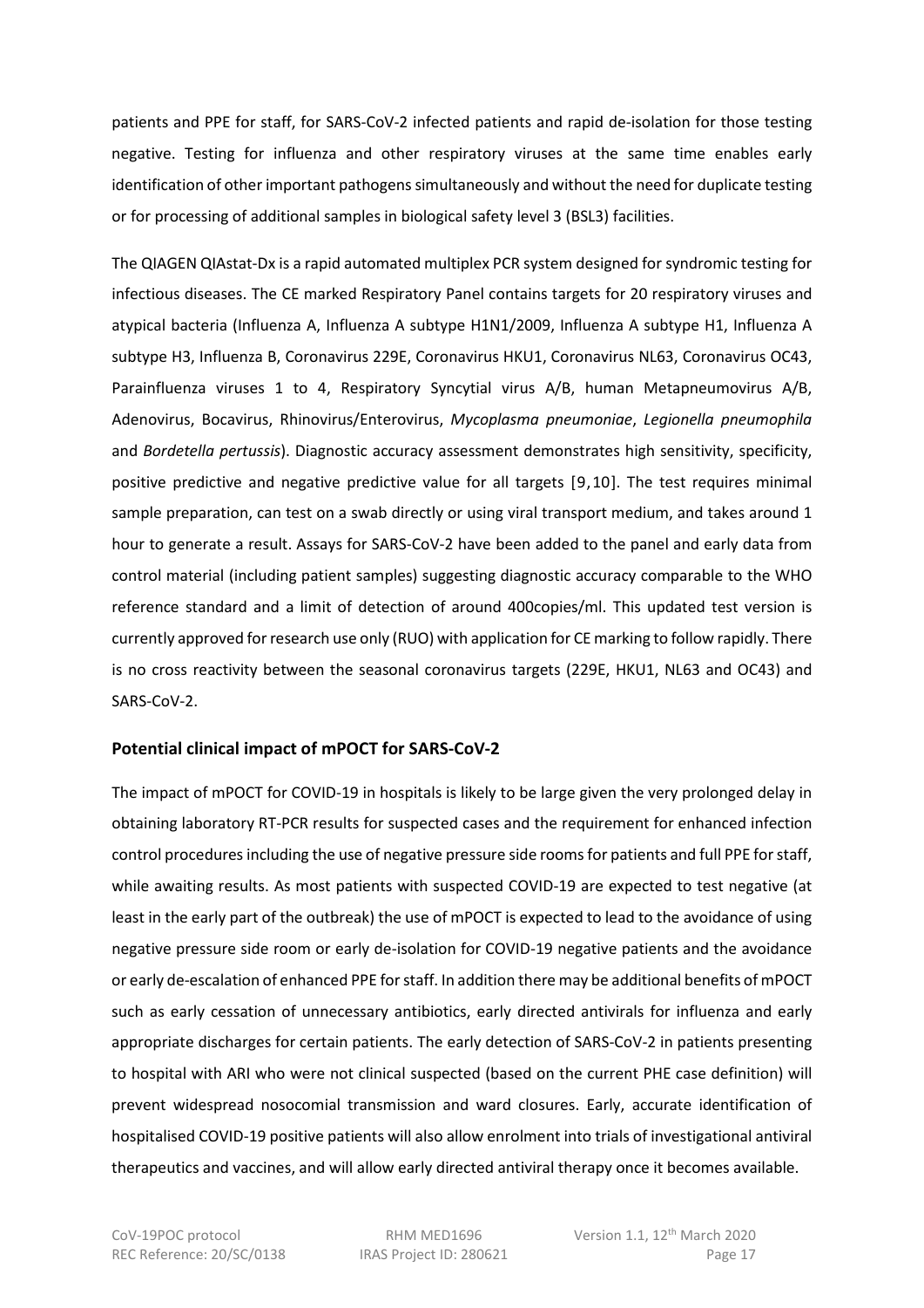patients and PPE for staff, for SARS-CoV-2 infected patients and rapid de-isolation for those testing negative. Testing for influenza and other respiratory viruses at the same time enables early identification of other important pathogens simultaneously and without the need for duplicate testing or for processing of additional samples in biological safety level 3 (BSL3) facilities.

The QIAGEN QIAstat-Dx is a rapid automated multiplex PCR system designed for syndromic testing for infectious diseases. The CE marked Respiratory Panel contains targets for 20 respiratory viruses and atypical bacteria (Influenza A, Influenza A subtype H1N1/2009, Influenza A subtype H1, Influenza A subtype H3, Influenza B, Coronavirus 229E, Coronavirus HKU1, Coronavirus NL63, Coronavirus OC43, Parainfluenza viruses 1 to 4, Respiratory Syncytial virus A/B, human Metapneumovirus A/B, Adenovirus, Bocavirus, Rhinovirus/Enterovirus, *Mycoplasma pneumoniae*, *Legionella pneumophila* and *Bordetella pertussis*). Diagnostic accuracy assessment demonstrates high sensitivity, specificity, positive predictive and negative predictive value for all targets [9,10]. The test requires minimal sample preparation, can test on a swab directly or using viral transport medium, and takes around 1 hour to generate a result. Assays for SARS-CoV-2 have been added to the panel and early data from control material (including patient samples) suggesting diagnostic accuracy comparable to the WHO reference standard and a limit of detection of around 400copies/ml. This updated test version is currently approved for research use only (RUO) with application for CE marking to follow rapidly. There is no cross reactivity between the seasonal coronavirus targets (229E, HKU1, NL63 and OC43) and SARS-CoV-2.

## Potential clinical impact of mPOCT for SARS-CoV-2

The impact of mPOCT for COVID-19 in hospitals is likely to be large given the very prolonged delay in obtaining laboratory RT-PCR results for suspected cases and the requirement for enhanced infection control procedures including the use of negative pressure side rooms for patients and full PPE for staff, while awaiting results. As most patients with suspected COVID-19 are expected to test negative (at least in the early part of the outbreak) the use of mPOCT is expected to lead to the avoidance of using negative pressure side room or early de-isolation for COVID-19 negative patients and the avoidance or early de-escalation of enhanced PPE for staff. In addition there may be additional benefits of mPOCT such as early cessation of unnecessary antibiotics, early directed antivirals for influenza and early appropriate discharges for certain patients. The early detection of SARS-CoV-2 in patients presenting to hospital with ARI who were not clinical suspected (based on the current PHE case definition) will prevent widespread nosocomial transmission and ward closures. Early, accurate identification of hospitalised COVID-19 positive patients will also allow enrolment into trials of investigational antiviral therapeutics and vaccines, and will allow early directed antiviral therapy once it becomes available.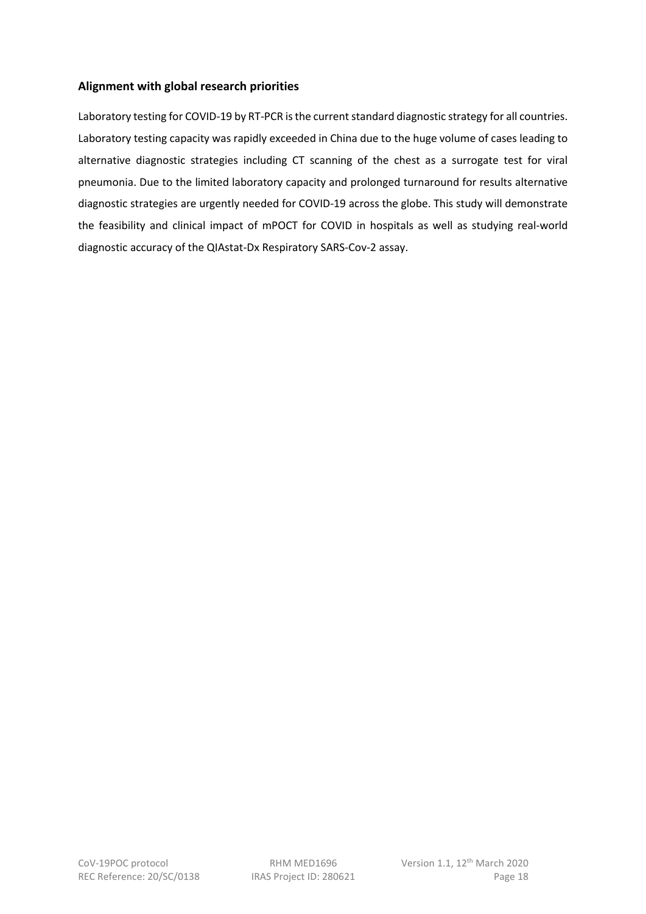## Alignment with global research priorities

Laboratory testing for COVID-19 by RT-PCR is the current standard diagnostic strategy for all countries. Laboratory testing capacity was rapidly exceeded in China due to the huge volume of cases leading to alternative diagnostic strategies including CT scanning of the chest as a surrogate test for viral pneumonia. Due to the limited laboratory capacity and prolonged turnaround for results alternative diagnostic strategies are urgently needed for COVID-19 across the globe. This study will demonstrate the feasibility and clinical impact of mPOCT for COVID in hospitals as well as studying real-world diagnostic accuracy of the QIAstat-Dx Respiratory SARS-Cov-2 assay.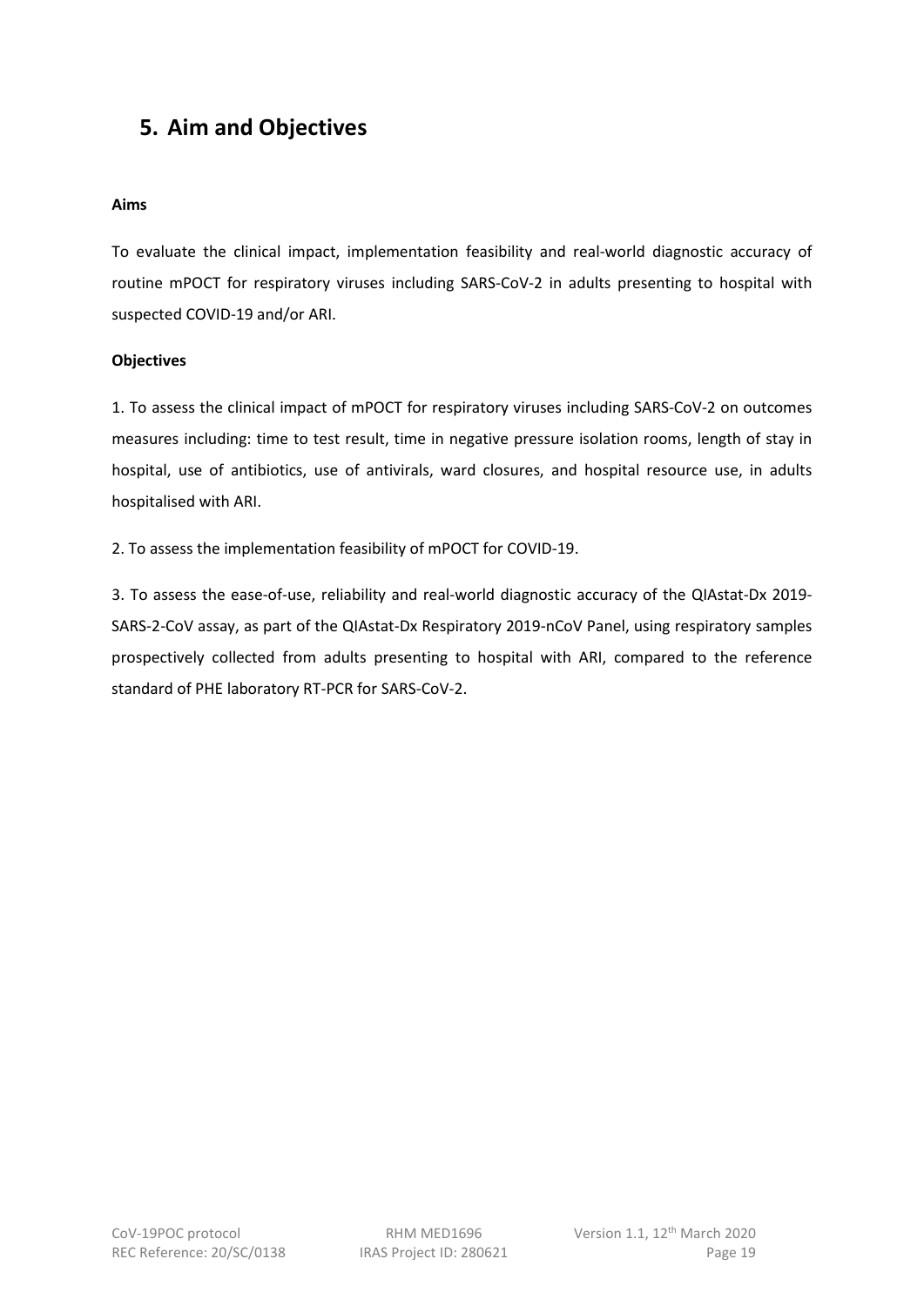# 5. Aim and Objectives

**Aims**

To evaluate the clinical impact, implementation feasibility and real-world diagnostic accuracy of routine mPOCT for respiratory viruses including SARS-CoV-2 in adults presenting to hospital with suspected COVID-19 and/or ARI.

**Objectives**

1. To assess the clinical impact of mPOCT for respiratory viruses including SARS-CoV-2 on outcomes measures including: time to test result, time in negative pressure isolation rooms, length of stay in hospital, use of antibiotics, use of antivirals, ward closures, and hospital resource use, in adults hospitalised with ARI.

2. To assess the implementation feasibility of mPOCT for COVID-19.

3. To assess the ease-of-use, reliability and real-world diagnostic accuracy of the QIAstat-Dx 2019-SARS-2-CoV assay, as part of the QIAstat-Dx Respiratory 2019-nCoV Panel, using respiratory samples prospectively collected from adults presenting to hospital with ARI, compared to the reference standard of PHE laboratory RT-PCR for SARS-CoV-2.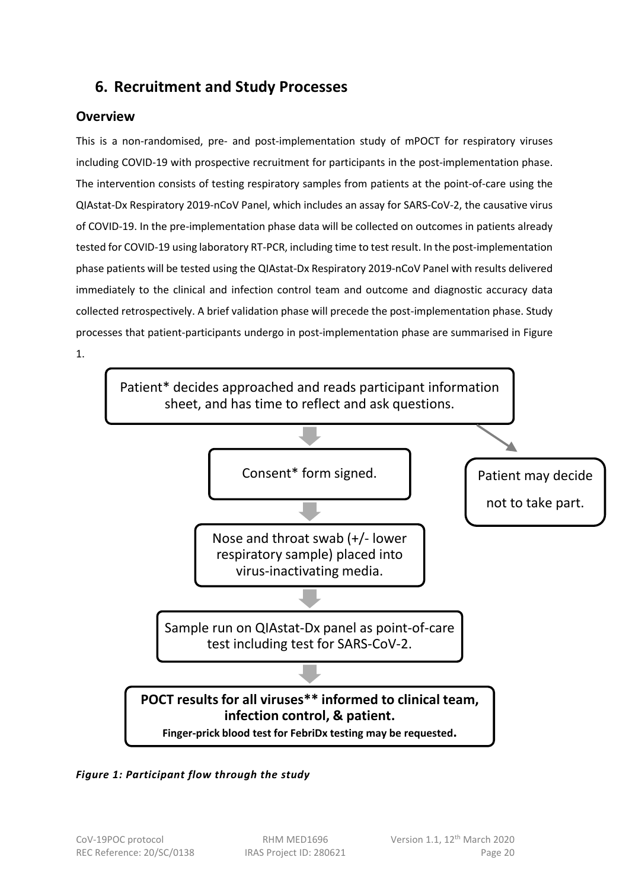## 6. Recruitment and Study Processes

### Overview

This is a non-randomised, pre- and post-implementation study of mPOCT for respiratory viruses including COVID-19 with prospective recruitment for participants in the post-implementation phase. The intervention consists of testing respiratory samples from patients at the point-of-care using the QIAstat-Dx Respiratory 2019-nCoV Panel, which includes an assay for SARS-CoV-2, the causative virus of COVID-19. In the pre-implementation phase data will be collected on outcomes in patients already tested for COVID-19 using laboratory RT-PCR, including time to test result. In the post-implementation phase patients will be tested using the QIAstat-Dx Respiratory 2019-nCoV Panel with results delivered immediately to the clinical and infection control team and outcome and diagnostic accuracy data collected retrospectively. A brief validation phase will precede the post-implementation phase. Study processes that patient-participants undergo in post-implementation phase are summarised in Figure 1.

Patient* decides approached and reads participant information sheet, and has time to reflect and ask questions.

→ Patient may decide not to take part.

↓

Consent* form signed.

↓

Nose and throat swab (+/- lower respiratory sample) placed into virus-inactivating media.

↓

Sample run on QIAstat-Dx panel as point-of-care test including test for SARS-CoV-2.

↓

**POCT results for all viruses** informed to clinical team, infection control, & patient.**

**Finger-prick blood test for FebriDx testing may be requested.**

***Figure 1: Participant flow through the study***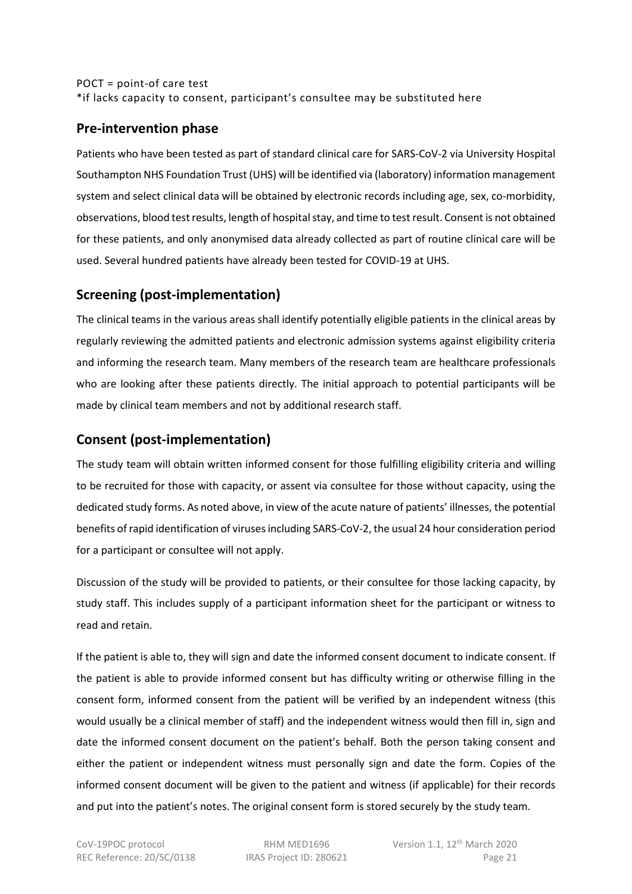POCT = point-of care test
*if lacks capacity to consent, participant's consultee may be substituted here

## Pre-intervention phase

Patients who have been tested as part of standard clinical care for SARS-CoV-2 via University Hospital Southampton NHS Foundation Trust (UHS) will be identified via (laboratory) information management system and select clinical data will be obtained by electronic records including age, sex, co-morbidity, observations, blood test results, length of hospital stay, and time to test result. Consent is not obtained for these patients, and only anonymised data already collected as part of routine clinical care will be used. Several hundred patients have already been tested for COVID-19 at UHS.

## Screening (post-implementation)

The clinical teams in the various areas shall identify potentially eligible patients in the clinical areas by regularly reviewing the admitted patients and electronic admission systems against eligibility criteria and informing the research team. Many members of the research team are healthcare professionals who are looking after these patients directly. The initial approach to potential participants will be made by clinical team members and not by additional research staff.

## Consent (post-implementation)

The study team will obtain written informed consent for those fulfilling eligibility criteria and willing to be recruited for those with capacity, or assent via consultee for those without capacity, using the dedicated study forms. As noted above, in view of the acute nature of patients' illnesses, the potential benefits of rapid identification of viruses including SARS-CoV-2, the usual 24 hour consideration period for a participant or consultee will not apply.

Discussion of the study will be provided to patients, or their consultee for those lacking capacity, by study staff. This includes supply of a participant information sheet for the participant or witness to read and retain.

If the patient is able to, they will sign and date the informed consent document to indicate consent. If the patient is able to provide informed consent but has difficulty writing or otherwise filling in the consent form, informed consent from the patient will be verified by an independent witness (this would usually be a clinical member of staff) and the independent witness would then fill in, sign and date the informed consent document on the patient's behalf. Both the person taking consent and either the patient or independent witness must personally sign and date the form. Copies of the informed consent document will be given to the patient and witness (if applicable) for their records and put into the patient's notes. The original consent form is stored securely by the study team.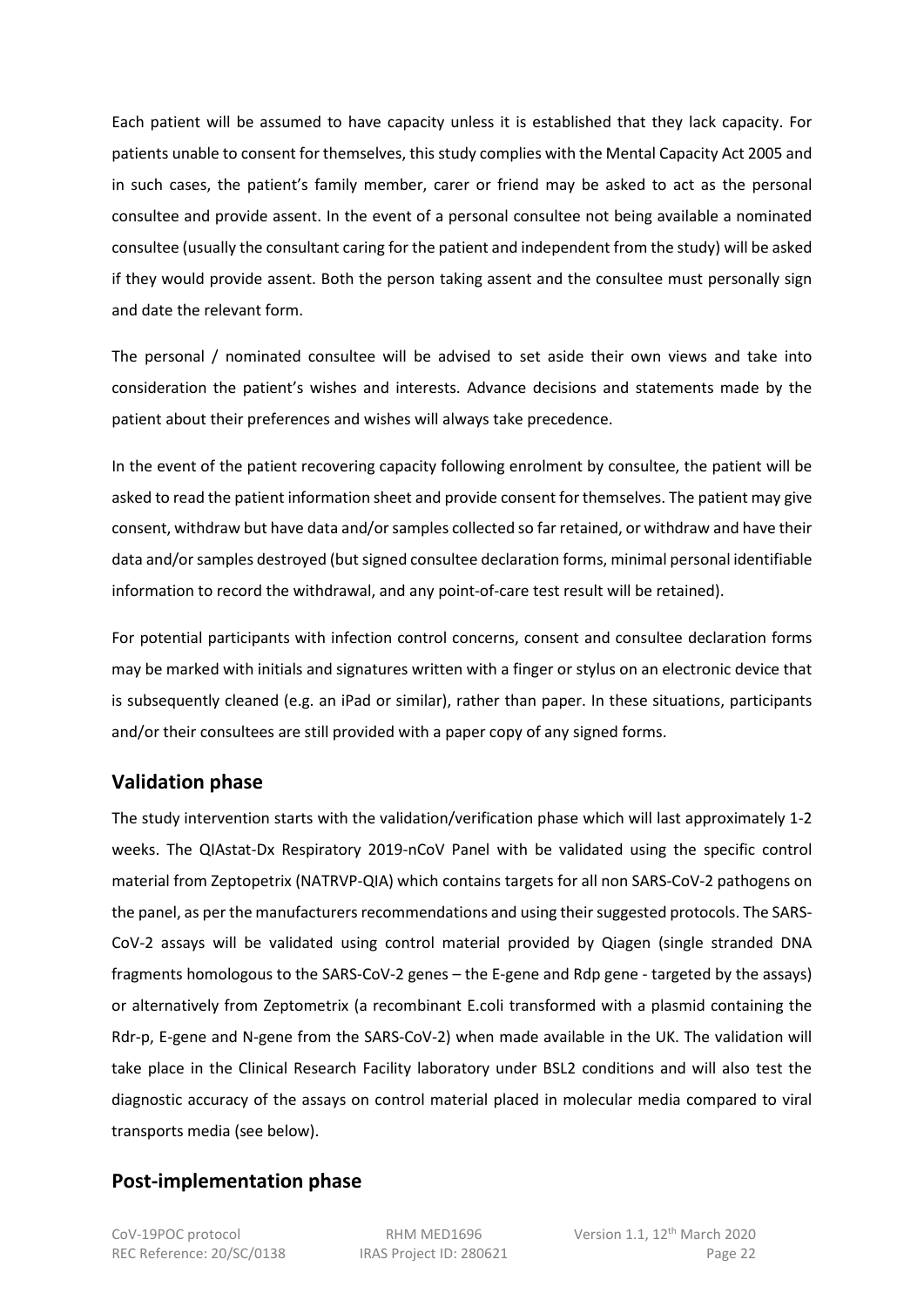Each patient will be assumed to have capacity unless it is established that they lack capacity. For patients unable to consent for themselves, this study complies with the Mental Capacity Act 2005 and in such cases, the patient's family member, carer or friend may be asked to act as the personal consultee and provide assent. In the event of a personal consultee not being available a nominated consultee (usually the consultant caring for the patient and independent from the study) will be asked if they would provide assent. Both the person taking assent and the consultee must personally sign and date the relevant form.

The personal / nominated consultee will be advised to set aside their own views and take into consideration the patient's wishes and interests. Advance decisions and statements made by the patient about their preferences and wishes will always take precedence.

In the event of the patient recovering capacity following enrolment by consultee, the patient will be asked to read the patient information sheet and provide consent for themselves. The patient may give consent, withdraw but have data and/or samples collected so far retained, or withdraw and have their data and/or samples destroyed (but signed consultee declaration forms, minimal personal identifiable information to record the withdrawal, and any point-of-care test result will be retained).

For potential participants with infection control concerns, consent and consultee declaration forms may be marked with initials and signatures written with a finger or stylus on an electronic device that is subsequently cleaned (e.g. an iPad or similar), rather than paper. In these situations, participants and/or their consultees are still provided with a paper copy of any signed forms.

## Validation phase

The study intervention starts with the validation/verification phase which will last approximately 1-2 weeks. The QIAstat-Dx Respiratory 2019-nCoV Panel with be validated using the specific control material from Zeptopetrix (NATRVP-QIA) which contains targets for all non SARS-CoV-2 pathogens on the panel, as per the manufacturers recommendations and using their suggested protocols. The SARS-CoV-2 assays will be validated using control material provided by Qiagen (single stranded DNA fragments homologous to the SARS-CoV-2 genes – the E-gene and Rdp gene - targeted by the assays) or alternatively from Zeptometrix (a recombinant E.coli transformed with a plasmid containing the Rdr-p, E-gene and N-gene from the SARS-CoV-2) when made available in the UK. The validation will take place in the Clinical Research Facility laboratory under BSL2 conditions and will also test the diagnostic accuracy of the assays on control material placed in molecular media compared to viral transports media (see below).

## Post-implementation phase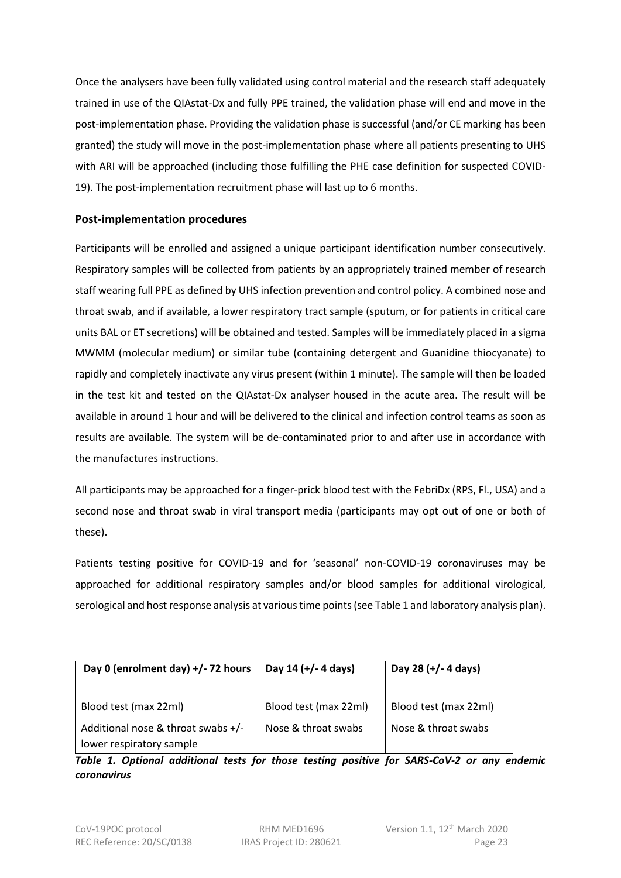Once the analysers have been fully validated using control material and the research staff adequately trained in use of the QIAstat-Dx and fully PPE trained, the validation phase will end and move in the post-implementation phase. Providing the validation phase is successful (and/or CE marking has been granted) the study will move in the post-implementation phase where all patients presenting to UHS with ARI will be approached (including those fulfilling the PHE case definition for suspected COVID-19). The post-implementation recruitment phase will last up to 6 months.

### Post-implementation procedures

Participants will be enrolled and assigned a unique participant identification number consecutively. Respiratory samples will be collected from patients by an appropriately trained member of research staff wearing full PPE as defined by UHS infection prevention and control policy. A combined nose and throat swab, and if available, a lower respiratory tract sample (sputum, or for patients in critical care units BAL or ET secretions) will be obtained and tested. Samples will be immediately placed in a sigma MWMM (molecular medium) or similar tube (containing detergent and Guanidine thiocyanate) to rapidly and completely inactivate any virus present (within 1 minute). The sample will then be loaded in the test kit and tested on the QIAstat-Dx analyser housed in the acute area. The result will be available in around 1 hour and will be delivered to the clinical and infection control teams as soon as results are available. The system will be de-contaminated prior to and after use in accordance with the manufactures instructions.

All participants may be approached for a finger-prick blood test with the FebriDx (RPS, Fl., USA) and a second nose and throat swab in viral transport media (participants may opt out of one or both of these).

Patients testing positive for COVID-19 and for 'seasonal' non-COVID-19 coronaviruses may be approached for additional respiratory samples and/or blood samples for additional virological, serological and host response analysis at various time points (see Table 1 and laboratory analysis plan).

| Day 0 (enrolment day) +/- 72 hours | Day 14 (+/- 4 days) | Day 28 (+/- 4 days) |
|---|---|---|
| Blood test (max 22ml) | Blood test (max 22ml) | Blood test (max 22ml) |
| Additional nose & throat swabs +/- lower respiratory sample | Nose & throat swabs | Nose & throat swabs |

***Table 1. Optional additional tests for those testing positive for SARS-CoV-2 or any endemic coronavirus***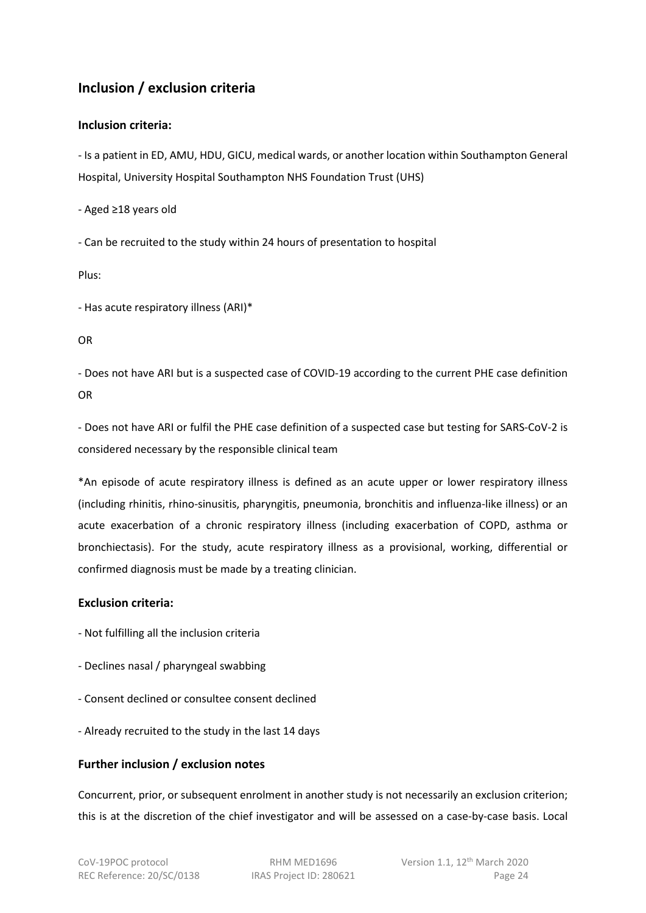## Inclusion / exclusion criteria

### Inclusion criteria:

- Is a patient in ED, AMU, HDU, GICU, medical wards, or another location within Southampton General Hospital, University Hospital Southampton NHS Foundation Trust (UHS)

- Aged ≥18 years old

- Can be recruited to the study within 24 hours of presentation to hospital

Plus:

- Has acute respiratory illness (ARI)*

OR

- Does not have ARI but is a suspected case of COVID-19 according to the current PHE case definition

OR

- Does not have ARI or fulfil the PHE case definition of a suspected case but testing for SARS-CoV-2 is considered necessary by the responsible clinical team

*An episode of acute respiratory illness is defined as an acute upper or lower respiratory illness (including rhinitis, rhino-sinusitis, pharyngitis, pneumonia, bronchitis and influenza-like illness) or an acute exacerbation of a chronic respiratory illness (including exacerbation of COPD, asthma or bronchiectasis). For the study, acute respiratory illness as a provisional, working, differential or confirmed diagnosis must be made by a treating clinician.

### Exclusion criteria:

- Not fulfilling all the inclusion criteria

- Declines nasal / pharyngeal swabbing

- Consent declined or consultee consent declined

- Already recruited to the study in the last 14 days

### Further inclusion / exclusion notes

Concurrent, prior, or subsequent enrolment in another study is not necessarily an exclusion criterion; this is at the discretion of the chief investigator and will be assessed on a case-by-case basis. Local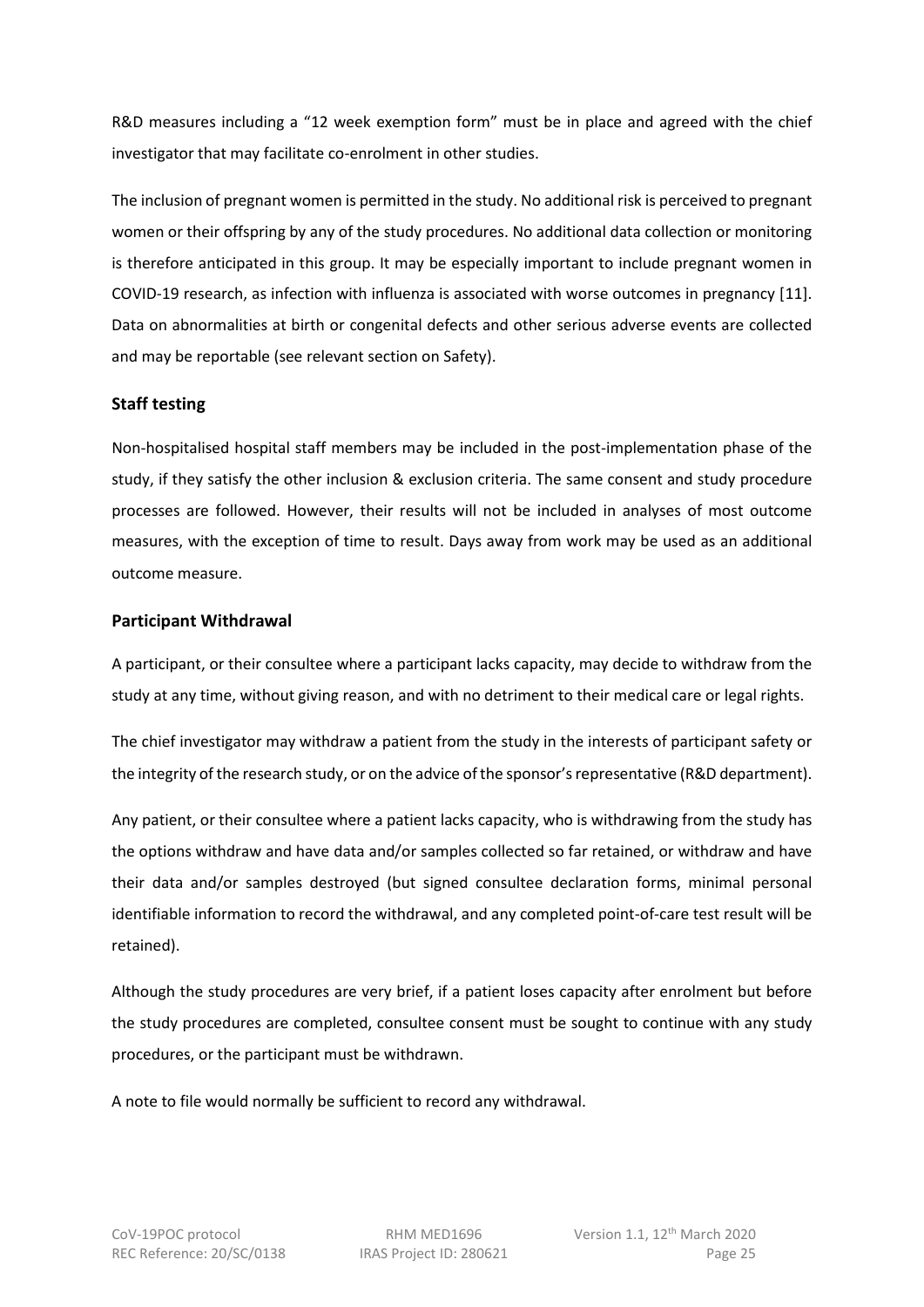R&D measures including a "12 week exemption form" must be in place and agreed with the chief investigator that may facilitate co-enrolment in other studies.

The inclusion of pregnant women is permitted in the study. No additional risk is perceived to pregnant women or their offspring by any of the study procedures. No additional data collection or monitoring is therefore anticipated in this group. It may be especially important to include pregnant women in COVID-19 research, as infection with influenza is associated with worse outcomes in pregnancy [11]. Data on abnormalities at birth or congenital defects and other serious adverse events are collected and may be reportable (see relevant section on Safety).

## Staff testing

Non-hospitalised hospital staff members may be included in the post-implementation phase of the study, if they satisfy the other inclusion & exclusion criteria. The same consent and study procedure processes are followed. However, their results will not be included in analyses of most outcome measures, with the exception of time to result. Days away from work may be used as an additional outcome measure.

## Participant Withdrawal

A participant, or their consultee where a participant lacks capacity, may decide to withdraw from the study at any time, without giving reason, and with no detriment to their medical care or legal rights.

The chief investigator may withdraw a patient from the study in the interests of participant safety or the integrity of the research study, or on the advice of the sponsor's representative (R&D department).

Any patient, or their consultee where a patient lacks capacity, who is withdrawing from the study has the options withdraw and have data and/or samples collected so far retained, or withdraw and have their data and/or samples destroyed (but signed consultee declaration forms, minimal personal identifiable information to record the withdrawal, and any completed point-of-care test result will be retained).

Although the study procedures are very brief, if a patient loses capacity after enrolment but before the study procedures are completed, consultee consent must be sought to continue with any study procedures, or the participant must be withdrawn.

A note to file would normally be sufficient to record any withdrawal.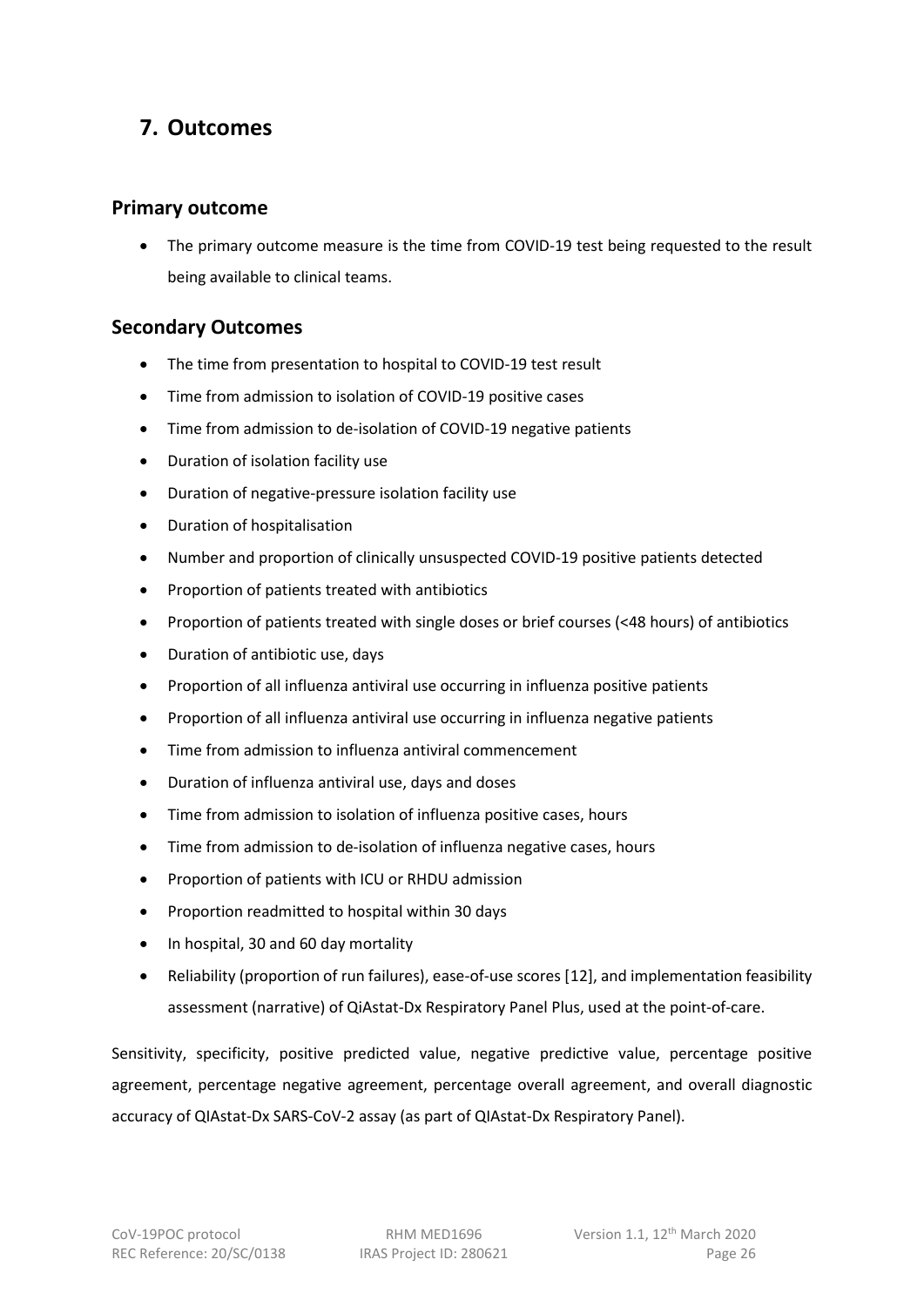# 7. Outcomes

## Primary outcome

- The primary outcome measure is the time from COVID-19 test being requested to the result being available to clinical teams.

## Secondary Outcomes

- The time from presentation to hospital to COVID-19 test result
- Time from admission to isolation of COVID-19 positive cases
- Time from admission to de-isolation of COVID-19 negative patients
- Duration of isolation facility use
- Duration of negative-pressure isolation facility use
- Duration of hospitalisation
- Number and proportion of clinically unsuspected COVID-19 positive patients detected
- Proportion of patients treated with antibiotics
- Proportion of patients treated with single doses or brief courses (<48 hours) of antibiotics
- Duration of antibiotic use, days
- Proportion of all influenza antiviral use occurring in influenza positive patients
- Proportion of all influenza antiviral use occurring in influenza negative patients
- Time from admission to influenza antiviral commencement
- Duration of influenza antiviral use, days and doses
- Time from admission to isolation of influenza positive cases, hours
- Time from admission to de-isolation of influenza negative cases, hours
- Proportion of patients with ICU or RHDU admission
- Proportion readmitted to hospital within 30 days
- In hospital, 30 and 60 day mortality
- Reliability (proportion of run failures), ease-of-use scores [12], and implementation feasibility assessment (narrative) of QiAstat-Dx Respiratory Panel Plus, used at the point-of-care.

Sensitivity, specificity, positive predicted value, negative predictive value, percentage positive agreement, percentage negative agreement, percentage overall agreement, and overall diagnostic accuracy of QIAstat-Dx SARS-CoV-2 assay (as part of QIAstat-Dx Respiratory Panel).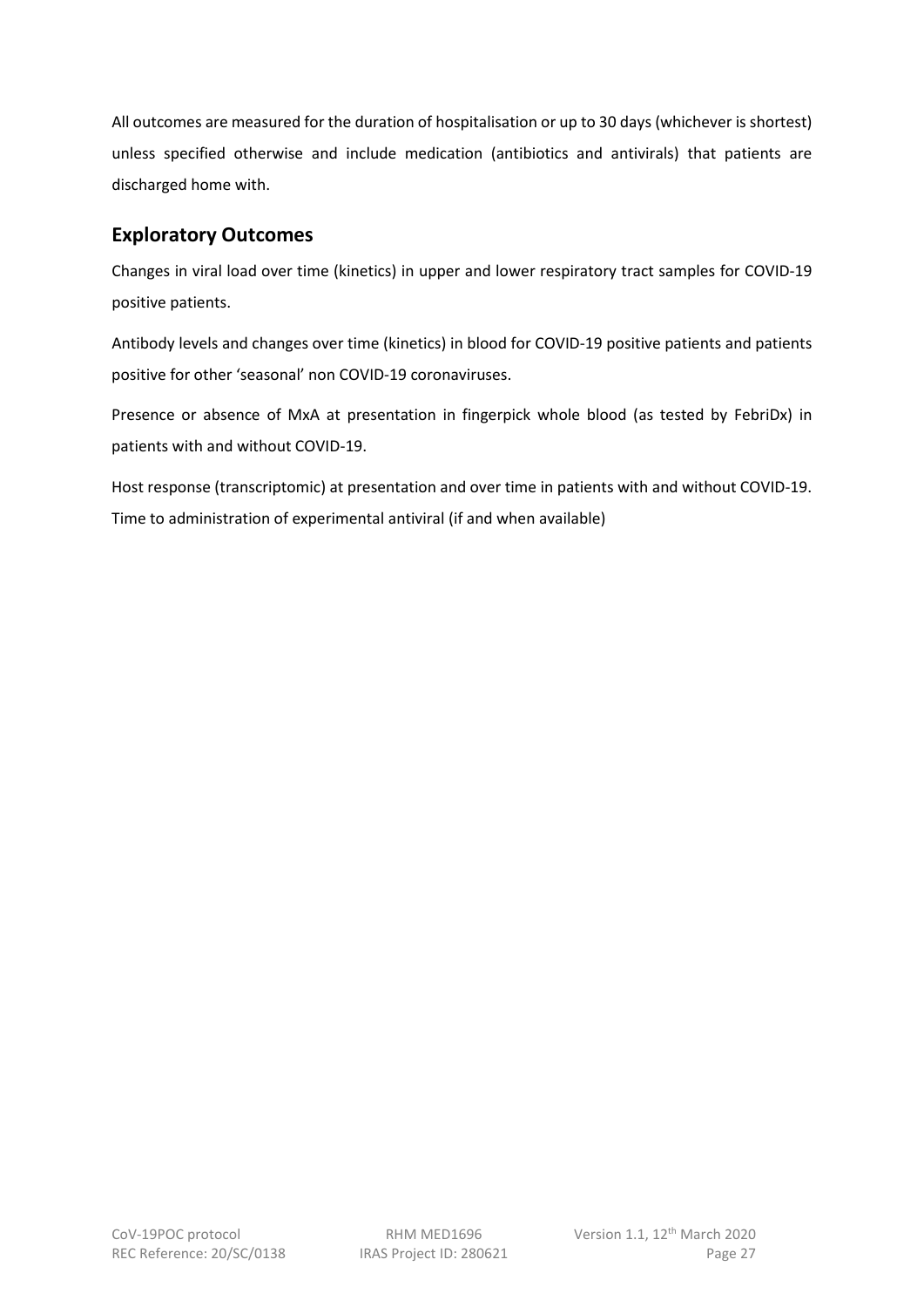All outcomes are measured for the duration of hospitalisation or up to 30 days (whichever is shortest) unless specified otherwise and include medication (antibiotics and antivirals) that patients are discharged home with.

## Exploratory Outcomes

Changes in viral load over time (kinetics) in upper and lower respiratory tract samples for COVID-19 positive patients.

Antibody levels and changes over time (kinetics) in blood for COVID-19 positive patients and patients positive for other 'seasonal' non COVID-19 coronaviruses.

Presence or absence of MxA at presentation in fingerpick whole blood (as tested by FebriDx) in patients with and without COVID-19.

Host response (transcriptomic) at presentation and over time in patients with and without COVID-19.
Time to administration of experimental antiviral (if and when available)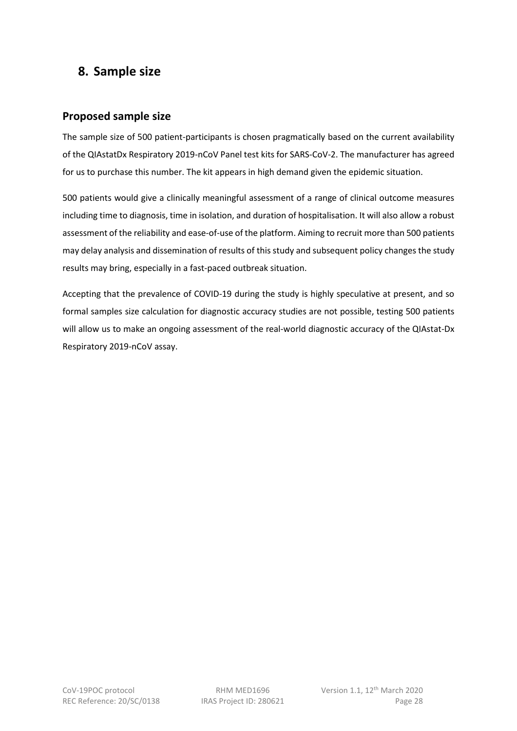## 8. Sample size

### Proposed sample size

The sample size of 500 patient-participants is chosen pragmatically based on the current availability of the QIAstatDx Respiratory 2019-nCoV Panel test kits for SARS-CoV-2. The manufacturer has agreed for us to purchase this number. The kit appears in high demand given the epidemic situation.

500 patients would give a clinically meaningful assessment of a range of clinical outcome measures including time to diagnosis, time in isolation, and duration of hospitalisation. It will also allow a robust assessment of the reliability and ease-of-use of the platform. Aiming to recruit more than 500 patients may delay analysis and dissemination of results of this study and subsequent policy changes the study results may bring, especially in a fast-paced outbreak situation.

Accepting that the prevalence of COVID-19 during the study is highly speculative at present, and so formal samples size calculation for diagnostic accuracy studies are not possible, testing 500 patients will allow us to make an ongoing assessment of the real-world diagnostic accuracy of the QIAstat-Dx Respiratory 2019-nCoV assay.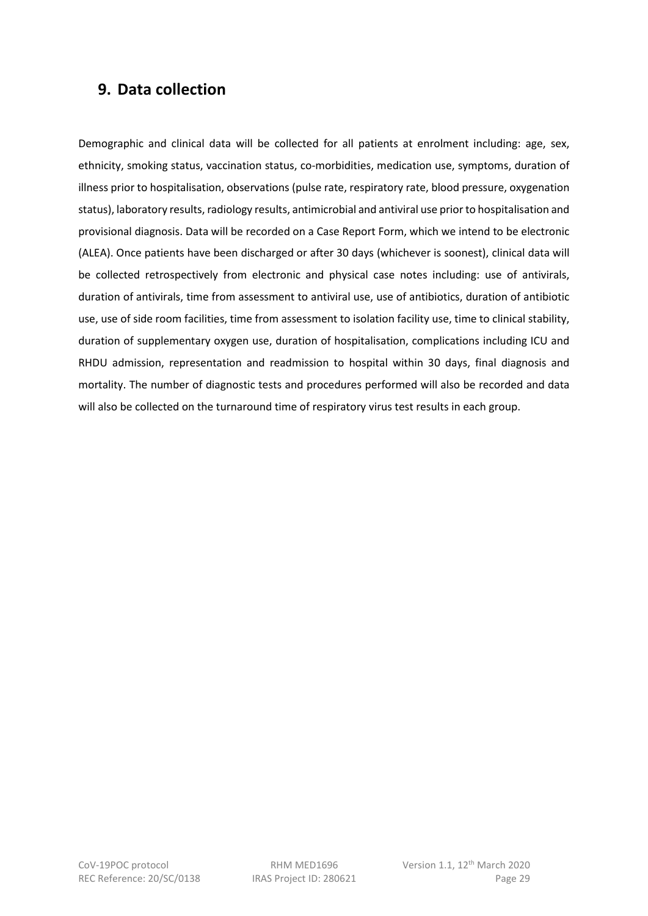## 9. Data collection

Demographic and clinical data will be collected for all patients at enrolment including: age, sex, ethnicity, smoking status, vaccination status, co-morbidities, medication use, symptoms, duration of illness prior to hospitalisation, observations (pulse rate, respiratory rate, blood pressure, oxygenation status), laboratory results, radiology results, antimicrobial and antiviral use prior to hospitalisation and provisional diagnosis. Data will be recorded on a Case Report Form, which we intend to be electronic (ALEA). Once patients have been discharged or after 30 days (whichever is soonest), clinical data will be collected retrospectively from electronic and physical case notes including: use of antivirals, duration of antivirals, time from assessment to antiviral use, use of antibiotics, duration of antibiotic use, use of side room facilities, time from assessment to isolation facility use, time to clinical stability, duration of supplementary oxygen use, duration of hospitalisation, complications including ICU and RHDU admission, representation and readmission to hospital within 30 days, final diagnosis and mortality. The number of diagnostic tests and procedures performed will also be recorded and data will also be collected on the turnaround time of respiratory virus test results in each group.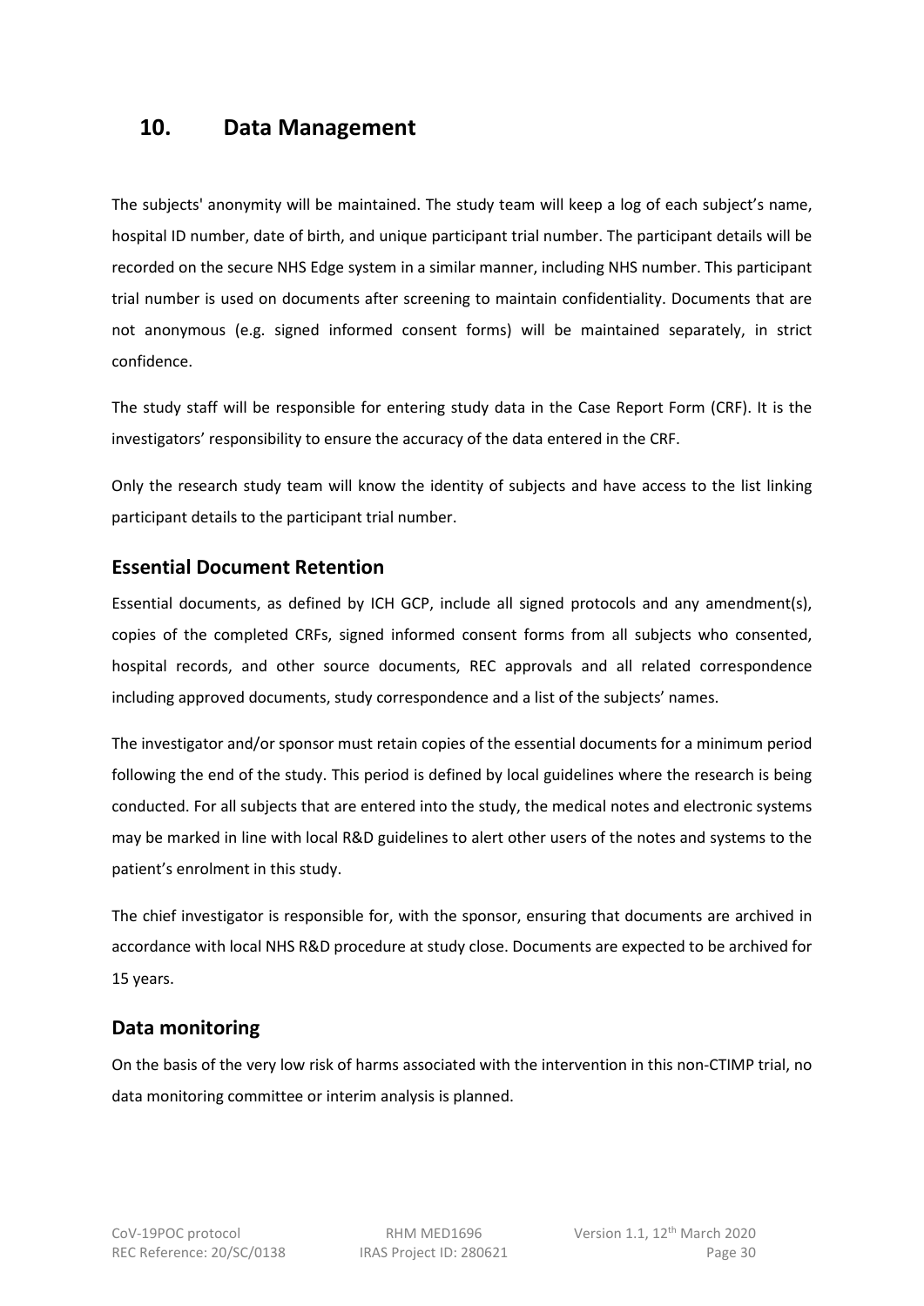# 10. Data Management

The subjects' anonymity will be maintained. The study team will keep a log of each subject's name, hospital ID number, date of birth, and unique participant trial number. The participant details will be recorded on the secure NHS Edge system in a similar manner, including NHS number. This participant trial number is used on documents after screening to maintain confidentiality. Documents that are not anonymous (e.g. signed informed consent forms) will be maintained separately, in strict confidence.

The study staff will be responsible for entering study data in the Case Report Form (CRF). It is the investigators' responsibility to ensure the accuracy of the data entered in the CRF.

Only the research study team will know the identity of subjects and have access to the list linking participant details to the participant trial number.

## Essential Document Retention

Essential documents, as defined by ICH GCP, include all signed protocols and any amendment(s), copies of the completed CRFs, signed informed consent forms from all subjects who consented, hospital records, and other source documents, REC approvals and all related correspondence including approved documents, study correspondence and a list of the subjects' names.

The investigator and/or sponsor must retain copies of the essential documents for a minimum period following the end of the study. This period is defined by local guidelines where the research is being conducted. For all subjects that are entered into the study, the medical notes and electronic systems may be marked in line with local R&D guidelines to alert other users of the notes and systems to the patient's enrolment in this study.

The chief investigator is responsible for, with the sponsor, ensuring that documents are archived in accordance with local NHS R&D procedure at study close. Documents are expected to be archived for 15 years.

## Data monitoring

On the basis of the very low risk of harms associated with the intervention in this non-CTIMP trial, no data monitoring committee or interim analysis is planned.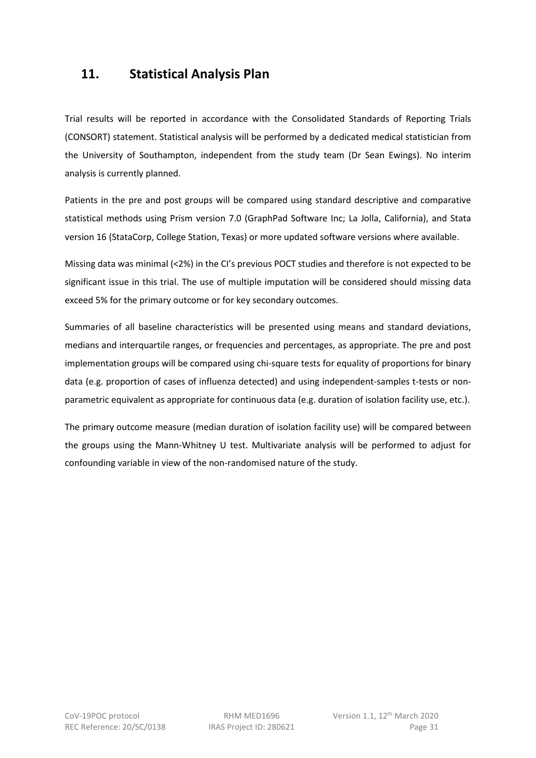# 11. Statistical Analysis Plan

Trial results will be reported in accordance with the Consolidated Standards of Reporting Trials (CONSORT) statement. Statistical analysis will be performed by a dedicated medical statistician from the University of Southampton, independent from the study team (Dr Sean Ewings). No interim analysis is currently planned.

Patients in the pre and post groups will be compared using standard descriptive and comparative statistical methods using Prism version 7.0 (GraphPad Software Inc; La Jolla, California), and Stata version 16 (StataCorp, College Station, Texas) or more updated software versions where available.

Missing data was minimal (<2%) in the CI's previous POCT studies and therefore is not expected to be significant issue in this trial. The use of multiple imputation will be considered should missing data exceed 5% for the primary outcome or for key secondary outcomes.

Summaries of all baseline characteristics will be presented using means and standard deviations, medians and interquartile ranges, or frequencies and percentages, as appropriate. The pre and post implementation groups will be compared using chi-square tests for equality of proportions for binary data (e.g. proportion of cases of influenza detected) and using independent-samples t-tests or non-parametric equivalent as appropriate for continuous data (e.g. duration of isolation facility use, etc.).

The primary outcome measure (median duration of isolation facility use) will be compared between the groups using the Mann-Whitney U test. Multivariate analysis will be performed to adjust for confounding variable in view of the non-randomised nature of the study.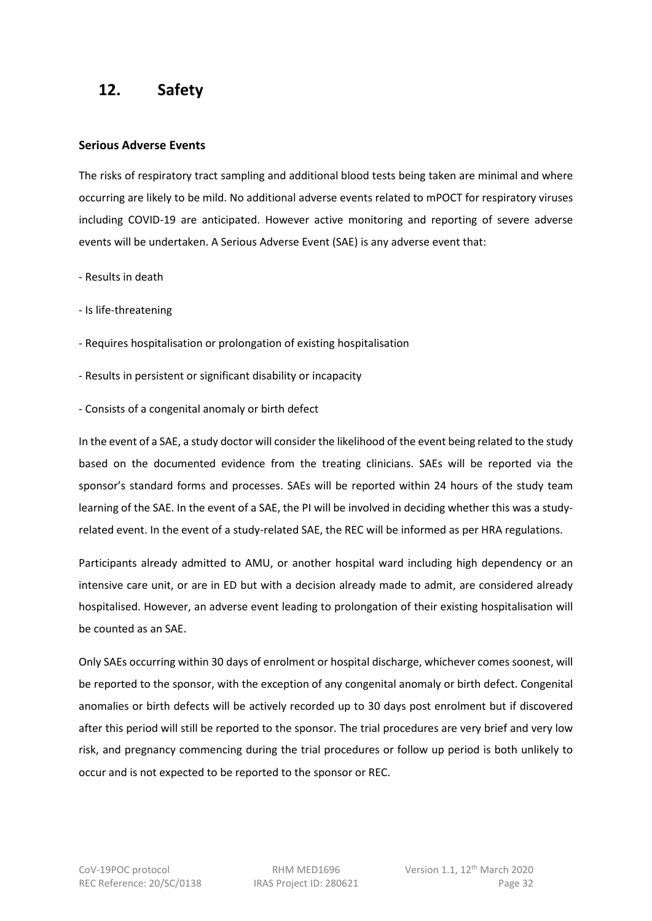# 12. Safety

### Serious Adverse Events

The risks of respiratory tract sampling and additional blood tests being taken are minimal and where occurring are likely to be mild. No additional adverse events related to mPOCT for respiratory viruses including COVID-19 are anticipated. However active monitoring and reporting of severe adverse events will be undertaken. A Serious Adverse Event (SAE) is any adverse event that:

- Results in death
- Is life-threatening
- Requires hospitalisation or prolongation of existing hospitalisation
- Results in persistent or significant disability or incapacity
- Consists of a congenital anomaly or birth defect

In the event of a SAE, a study doctor will consider the likelihood of the event being related to the study based on the documented evidence from the treating clinicians. SAEs will be reported via the sponsor's standard forms and processes. SAEs will be reported within 24 hours of the study team learning of the SAE. In the event of a SAE, the PI will be involved in deciding whether this was a study-related event. In the event of a study-related SAE, the REC will be informed as per HRA regulations.

Participants already admitted to AMU, or another hospital ward including high dependency or an intensive care unit, or are in ED but with a decision already made to admit, are considered already hospitalised. However, an adverse event leading to prolongation of their existing hospitalisation will be counted as an SAE.

Only SAEs occurring within 30 days of enrolment or hospital discharge, whichever comes soonest, will be reported to the sponsor, with the exception of any congenital anomaly or birth defect. Congenital anomalies or birth defects will be actively recorded up to 30 days post enrolment but if discovered after this period will still be reported to the sponsor. The trial procedures are very brief and very low risk, and pregnancy commencing during the trial procedures or follow up period is both unlikely to occur and is not expected to be reported to the sponsor or REC.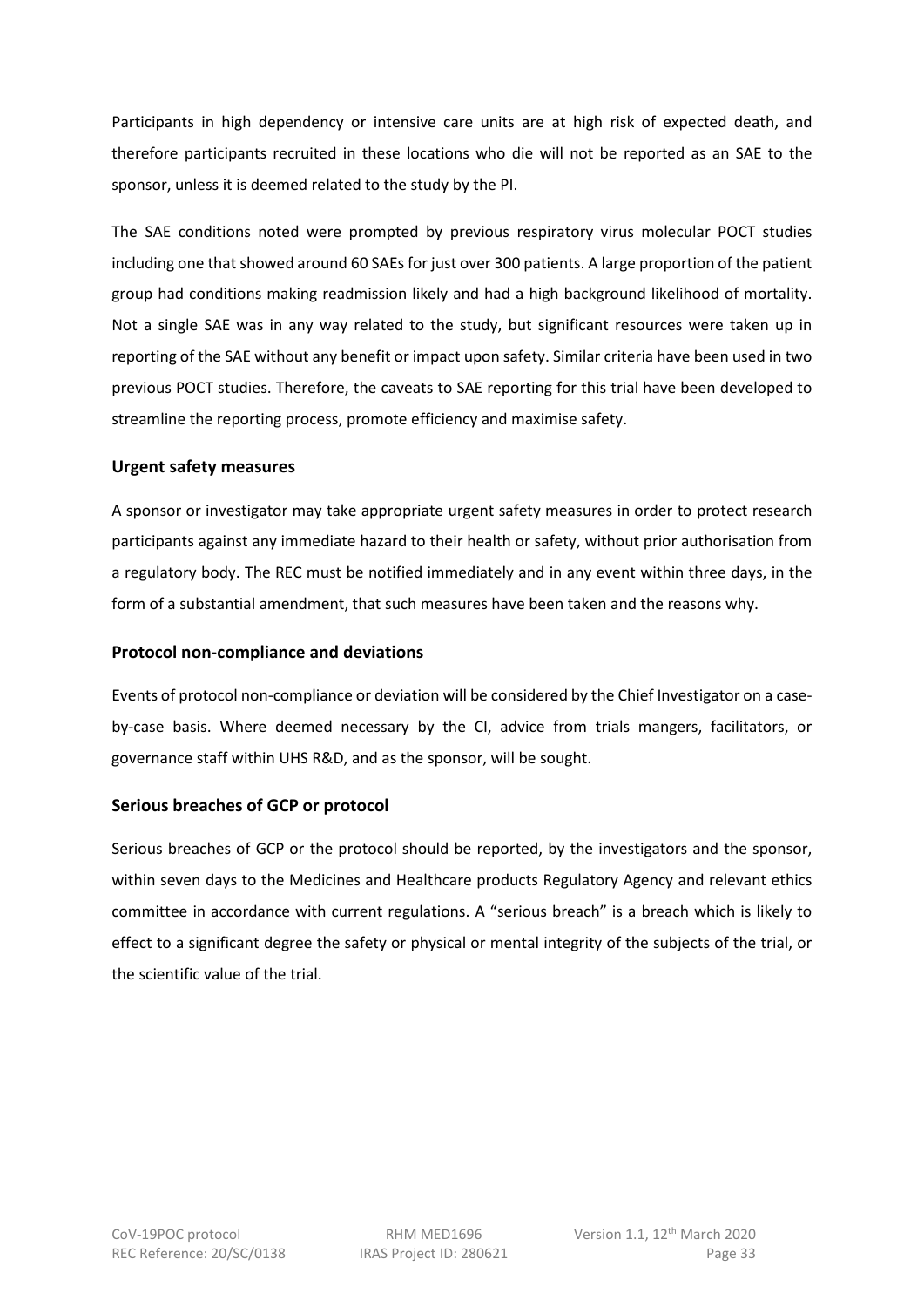Participants in high dependency or intensive care units are at high risk of expected death, and therefore participants recruited in these locations who die will not be reported as an SAE to the sponsor, unless it is deemed related to the study by the PI.

The SAE conditions noted were prompted by previous respiratory virus molecular POCT studies including one that showed around 60 SAEs for just over 300 patients. A large proportion of the patient group had conditions making readmission likely and had a high background likelihood of mortality. Not a single SAE was in any way related to the study, but significant resources were taken up in reporting of the SAE without any benefit or impact upon safety. Similar criteria have been used in two previous POCT studies. Therefore, the caveats to SAE reporting for this trial have been developed to streamline the reporting process, promote efficiency and maximise safety.

### Urgent safety measures

A sponsor or investigator may take appropriate urgent safety measures in order to protect research participants against any immediate hazard to their health or safety, without prior authorisation from a regulatory body. The REC must be notified immediately and in any event within three days, in the form of a substantial amendment, that such measures have been taken and the reasons why.

### Protocol non-compliance and deviations

Events of protocol non-compliance or deviation will be considered by the Chief Investigator on a case-by-case basis. Where deemed necessary by the CI, advice from trials mangers, facilitators, or governance staff within UHS R&D, and as the sponsor, will be sought.

### Serious breaches of GCP or protocol

Serious breaches of GCP or the protocol should be reported, by the investigators and the sponsor, within seven days to the Medicines and Healthcare products Regulatory Agency and relevant ethics committee in accordance with current regulations. A "serious breach" is a breach which is likely to effect to a significant degree the safety or physical or mental integrity of the subjects of the trial, or the scientific value of the trial.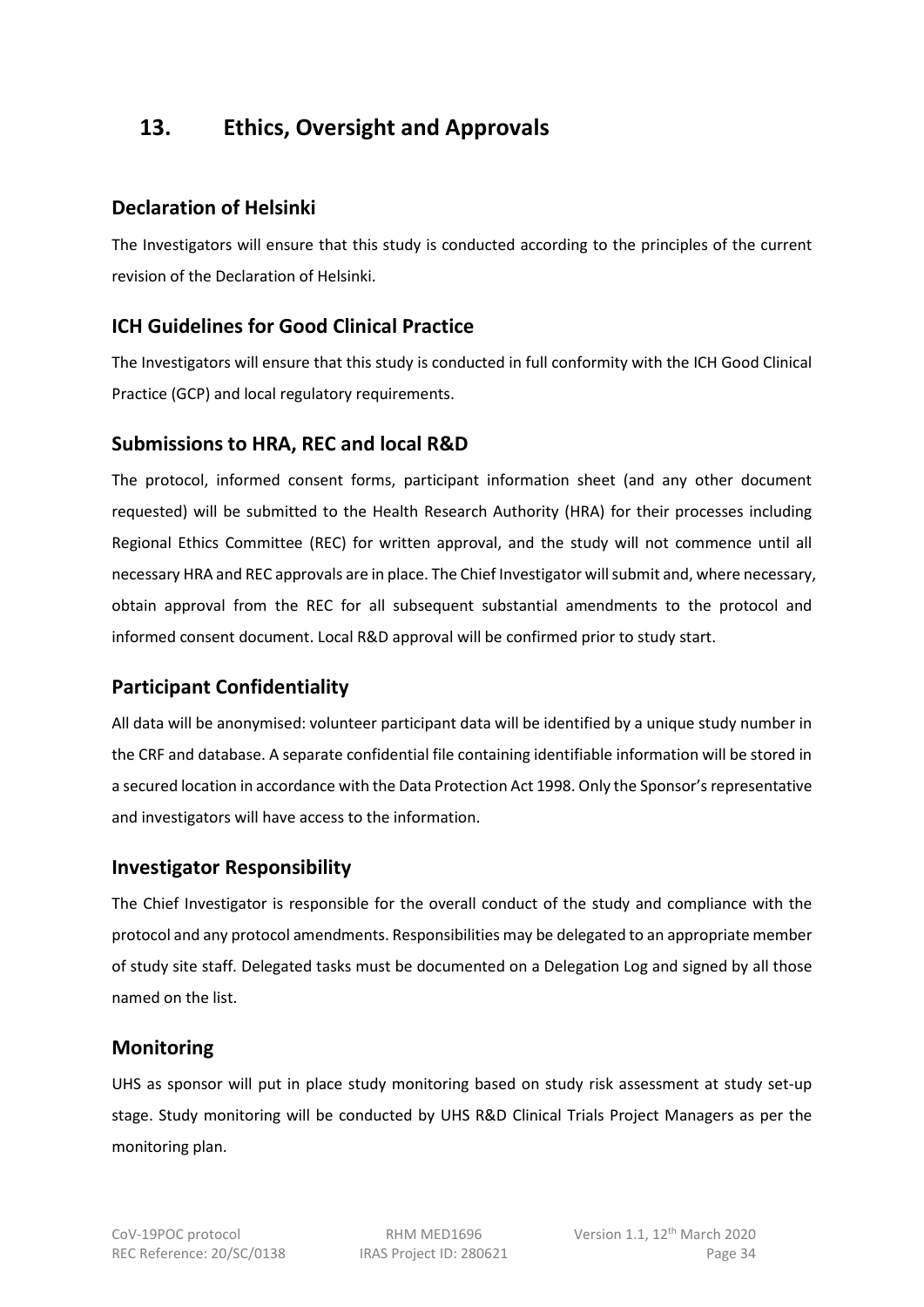# 13. Ethics, Oversight and Approvals

## Declaration of Helsinki

The Investigators will ensure that this study is conducted according to the principles of the current revision of the Declaration of Helsinki.

## ICH Guidelines for Good Clinical Practice

The Investigators will ensure that this study is conducted in full conformity with the ICH Good Clinical Practice (GCP) and local regulatory requirements.

## Submissions to HRA, REC and local R&D

The protocol, informed consent forms, participant information sheet (and any other document requested) will be submitted to the Health Research Authority (HRA) for their processes including Regional Ethics Committee (REC) for written approval, and the study will not commence until all necessary HRA and REC approvals are in place. The Chief Investigator will submit and, where necessary, obtain approval from the REC for all subsequent substantial amendments to the protocol and informed consent document. Local R&D approval will be confirmed prior to study start.

## Participant Confidentiality

All data will be anonymised: volunteer participant data will be identified by a unique study number in the CRF and database. A separate confidential file containing identifiable information will be stored in a secured location in accordance with the Data Protection Act 1998. Only the Sponsor's representative and investigators will have access to the information.

## Investigator Responsibility

The Chief Investigator is responsible for the overall conduct of the study and compliance with the protocol and any protocol amendments. Responsibilities may be delegated to an appropriate member of study site staff. Delegated tasks must be documented on a Delegation Log and signed by all those named on the list.

## Monitoring

UHS as sponsor will put in place study monitoring based on study risk assessment at study set-up stage. Study monitoring will be conducted by UHS R&D Clinical Trials Project Managers as per the monitoring plan.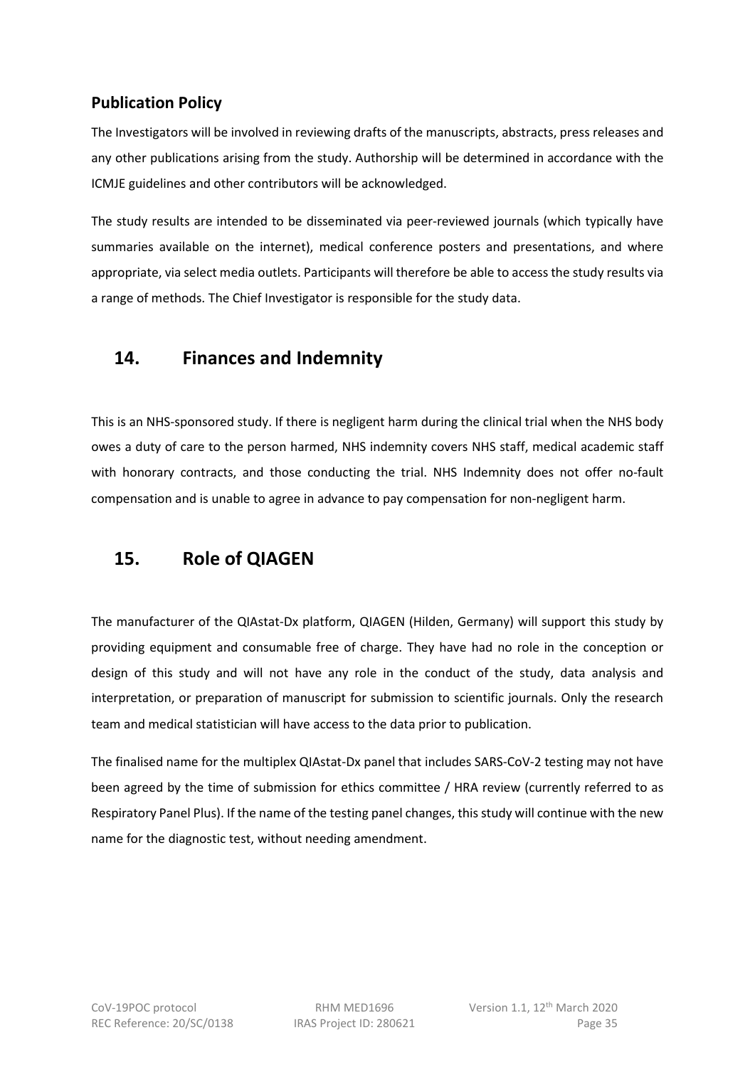### Publication Policy

The Investigators will be involved in reviewing drafts of the manuscripts, abstracts, press releases and any other publications arising from the study. Authorship will be determined in accordance with the ICMJE guidelines and other contributors will be acknowledged.

The study results are intended to be disseminated via peer-reviewed journals (which typically have summaries available on the internet), medical conference posters and presentations, and where appropriate, via select media outlets. Participants will therefore be able to access the study results via a range of methods. The Chief Investigator is responsible for the study data.

## 14. Finances and Indemnity

This is an NHS-sponsored study. If there is negligent harm during the clinical trial when the NHS body owes a duty of care to the person harmed, NHS indemnity covers NHS staff, medical academic staff with honorary contracts, and those conducting the trial. NHS Indemnity does not offer no-fault compensation and is unable to agree in advance to pay compensation for non-negligent harm.

## 15. Role of QIAGEN

The manufacturer of the QIAstat-Dx platform, QIAGEN (Hilden, Germany) will support this study by providing equipment and consumable free of charge. They have had no role in the conception or design of this study and will not have any role in the conduct of the study, data analysis and interpretation, or preparation of manuscript for submission to scientific journals. Only the research team and medical statistician will have access to the data prior to publication.

The finalised name for the multiplex QIAstat-Dx panel that includes SARS-CoV-2 testing may not have been agreed by the time of submission for ethics committee / HRA review (currently referred to as Respiratory Panel Plus). If the name of the testing panel changes, this study will continue with the new name for the diagnostic test, without needing amendment.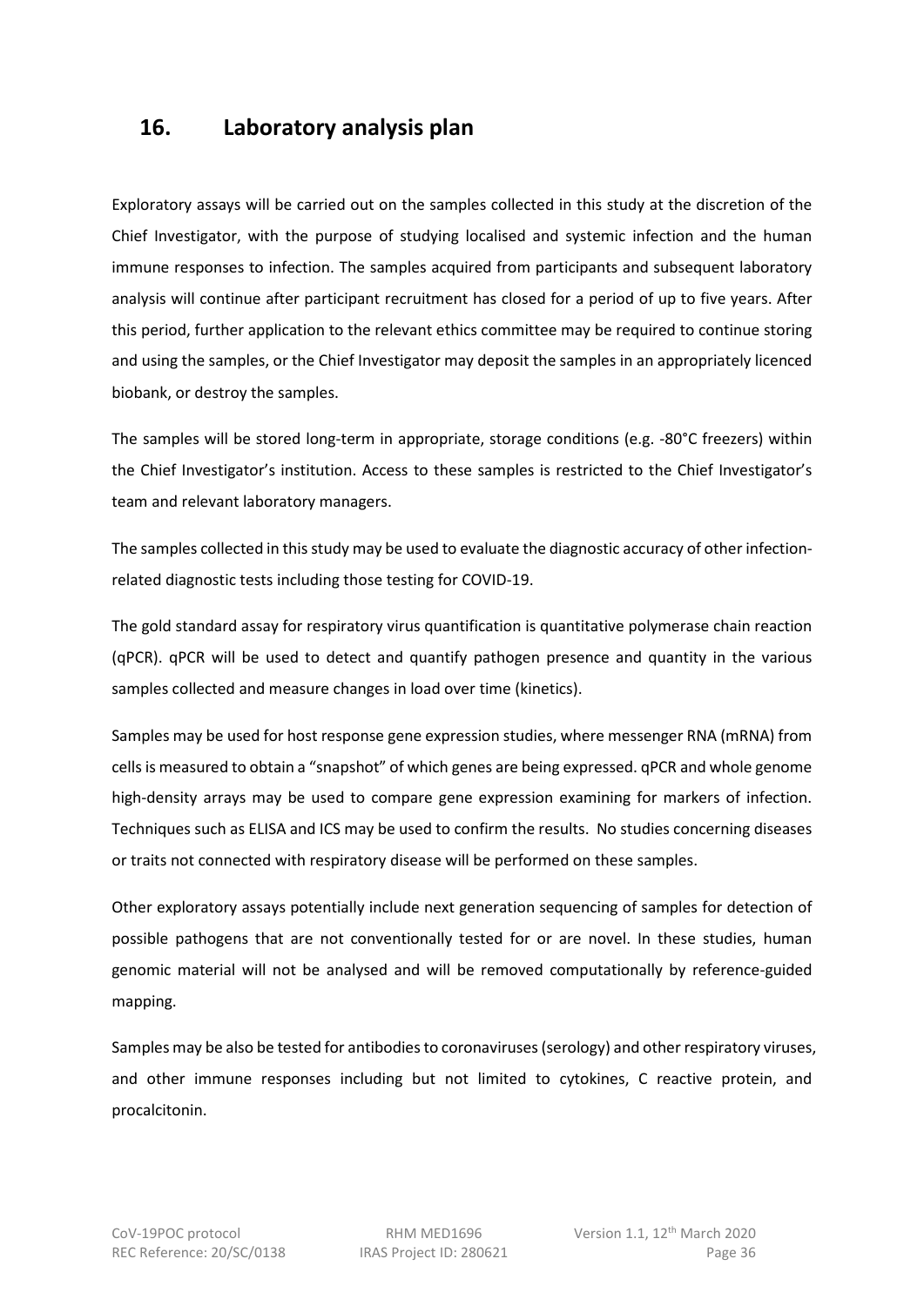## 16. Laboratory analysis plan

Exploratory assays will be carried out on the samples collected in this study at the discretion of the Chief Investigator, with the purpose of studying localised and systemic infection and the human immune responses to infection. The samples acquired from participants and subsequent laboratory analysis will continue after participant recruitment has closed for a period of up to five years. After this period, further application to the relevant ethics committee may be required to continue storing and using the samples, or the Chief Investigator may deposit the samples in an appropriately licenced biobank, or destroy the samples.

The samples will be stored long-term in appropriate, storage conditions (e.g. -80°C freezers) within the Chief Investigator's institution. Access to these samples is restricted to the Chief Investigator's team and relevant laboratory managers.

The samples collected in this study may be used to evaluate the diagnostic accuracy of other infection-related diagnostic tests including those testing for COVID-19.

The gold standard assay for respiratory virus quantification is quantitative polymerase chain reaction (qPCR). qPCR will be used to detect and quantify pathogen presence and quantity in the various samples collected and measure changes in load over time (kinetics).

Samples may be used for host response gene expression studies, where messenger RNA (mRNA) from cells is measured to obtain a "snapshot" of which genes are being expressed. qPCR and whole genome high-density arrays may be used to compare gene expression examining for markers of infection. Techniques such as ELISA and ICS may be used to confirm the results. No studies concerning diseases or traits not connected with respiratory disease will be performed on these samples.

Other exploratory assays potentially include next generation sequencing of samples for detection of possible pathogens that are not conventionally tested for or are novel. In these studies, human genomic material will not be analysed and will be removed computationally by reference-guided mapping.

Samples may be also be tested for antibodies to coronaviruses (serology) and other respiratory viruses, and other immune responses including but not limited to cytokines, C reactive protein, and procalcitonin.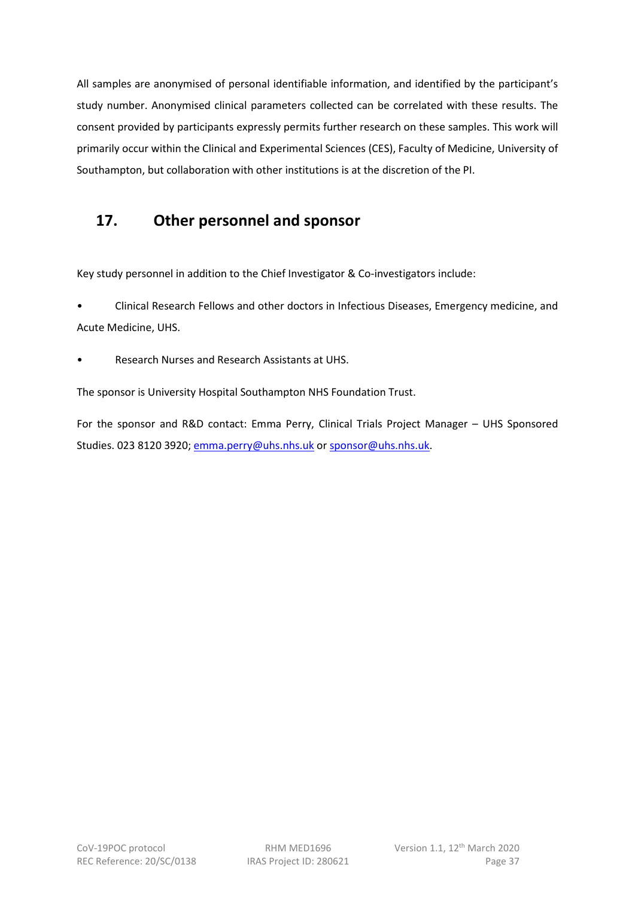All samples are anonymised of personal identifiable information, and identified by the participant's study number. Anonymised clinical parameters collected can be correlated with these results. The consent provided by participants expressly permits further research on these samples. This work will primarily occur within the Clinical and Experimental Sciences (CES), Faculty of Medicine, University of Southampton, but collaboration with other institutions is at the discretion of the PI.

## 17. Other personnel and sponsor

Key study personnel in addition to the Chief Investigator & Co-investigators include:

- Clinical Research Fellows and other doctors in Infectious Diseases, Emergency medicine, and Acute Medicine, UHS.
- Research Nurses and Research Assistants at UHS.

The sponsor is University Hospital Southampton NHS Foundation Trust.

For the sponsor and R&D contact: Emma Perry, Clinical Trials Project Manager – UHS Sponsored Studies. 023 8120 3920; emma.perry@uhs.nhs.uk or sponsor@uhs.nhs.uk.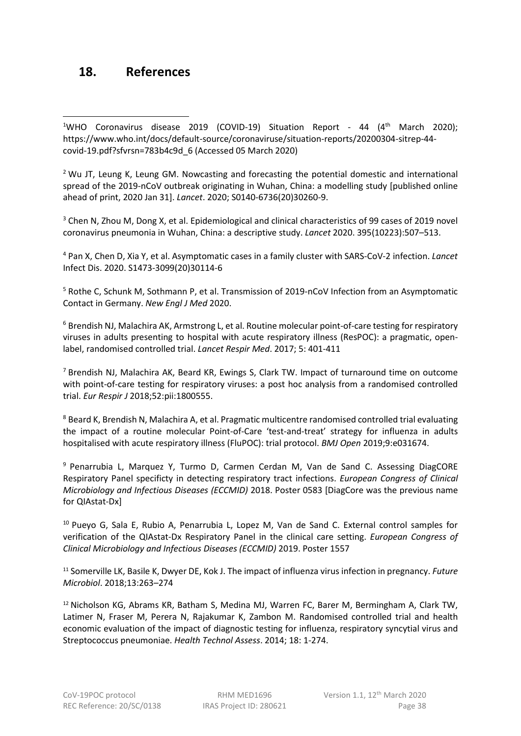## 18. References

[1]WHO Coronavirus disease 2019 (COVID-19) Situation Report - 44 (4th March 2020); https://www.who.int/docs/default-source/coronaviruse/situation-reports/20200304-sitrep-44-covid-19.pdf?sfvrsn=783b4c9d_6 (Accessed 05 March 2020)

[2] Wu JT, Leung K, Leung GM. Nowcasting and forecasting the potential domestic and international spread of the 2019-nCoV outbreak originating in Wuhan, China: a modelling study [published online ahead of print, 2020 Jan 31]. *Lancet*. 2020; S0140-6736(20)30260-9.

[3] Chen N, Zhou M, Dong X, et al. Epidemiological and clinical characteristics of 99 cases of 2019 novel coronavirus pneumonia in Wuhan, China: a descriptive study. *Lancet* 2020. 395(10223):507–513.

[4] Pan X, Chen D, Xia Y, et al. Asymptomatic cases in a family cluster with SARS-CoV-2 infection. *Lancet* Infect Dis. 2020. S1473-3099(20)30114-6

[5] Rothe C, Schunk M, Sothmann P, et al. Transmission of 2019-nCoV Infection from an Asymptomatic Contact in Germany. *New Engl J Med* 2020.

[6] Brendish NJ, Malachira AK, Armstrong L, et al. Routine molecular point-of-care testing for respiratory viruses in adults presenting to hospital with acute respiratory illness (ResPOC): a pragmatic, open-label, randomised controlled trial. *Lancet Respir Med*. 2017; 5: 401-411

[7] Brendish NJ, Malachira AK, Beard KR, Ewings S, Clark TW. Impact of turnaround time on outcome with point-of-care testing for respiratory viruses: a post hoc analysis from a randomised controlled trial. *Eur Respir J* 2018;52:pii:1800555.

[8] Beard K, Brendish N, Malachira A, et al. Pragmatic multicentre randomised controlled trial evaluating the impact of a routine molecular Point-of-Care 'test-and-treat' strategy for influenza in adults hospitalised with acute respiratory illness (FluPOC): trial protocol. *BMJ Open* 2019;9:e031674.

[9] Penarrubia L, Marquez Y, Turmo D, Carmen Cerdan M, Van de Sand C. Assessing DiagCORE Respiratory Panel specificty in detecting respiratory tract infections. *European Congress of Clinical Microbiology and Infectious Diseases (ECCMID)* 2018. Poster 0583 [DiagCore was the previous name for QIAstat-Dx]

[10] Pueyo G, Sala E, Rubio A, Penarrubia L, Lopez M, Van de Sand C. External control samples for verification of the QIAstat-Dx Respiratory Panel in the clinical care setting. *European Congress of Clinical Microbiology and Infectious Diseases (ECCMID)* 2019. Poster 1557

[11] Somerville LK, Basile K, Dwyer DE, Kok J. The impact of influenza virus infection in pregnancy. *Future Microbiol*. 2018;13:263–274

[12] Nicholson KG, Abrams KR, Batham S, Medina MJ, Warren FC, Barer M, Bermingham A, Clark TW, Latimer N, Fraser M, Perera N, Rajakumar K, Zambon M. Randomised controlled trial and health economic evaluation of the impact of diagnostic testing for influenza, respiratory syncytial virus and Streptococcus pneumoniae. *Health Technol Assess*. 2014; 18: 1-274.